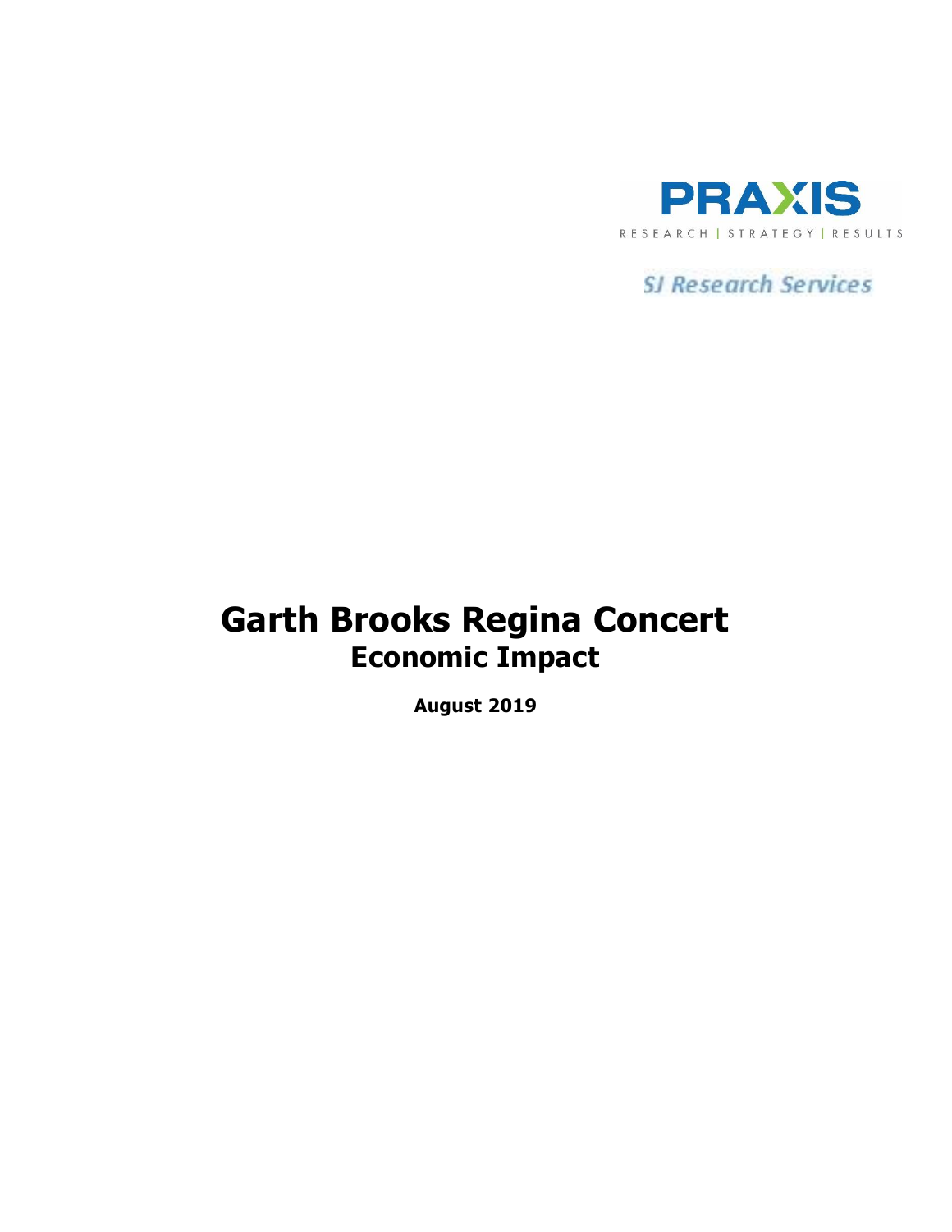PRAXIS

RESEARCH | STRATEGY | RESULTS

SJ Research Services

# Garth Brooks Regina Concert
## Economic Impact

**August 2019**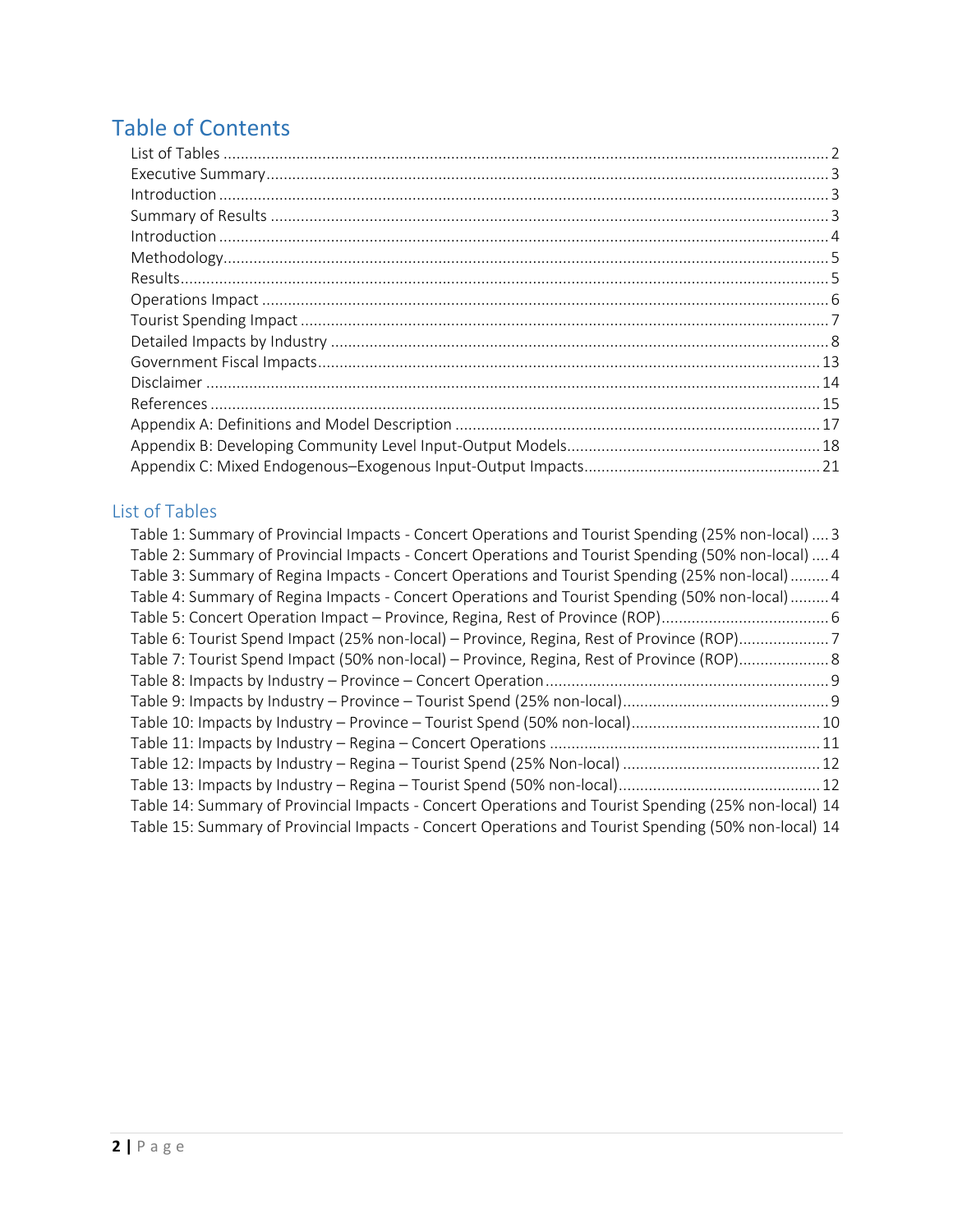# Table of Contents

- List of Tables ........ 2
- Executive Summary ........ 3
- Introduction ........ 3
- Summary of Results ........ 3
- Introduction ........ 4
- Methodology ........ 5
- Results ........ 5
- Operations Impact ........ 6
- Tourist Spending Impact ........ 7
- Detailed Impacts by Industry ........ 8
- Government Fiscal Impacts ........ 13
- Disclaimer ........ 14
- References ........ 15
- Appendix A: Definitions and Model Description ........ 17
- Appendix B: Developing Community Level Input-Output Models ........ 18
- Appendix C: Mixed Endogenous–Exogenous Input-Output Impacts ........ 21

## List of Tables

- Table 1: Summary of Provincial Impacts - Concert Operations and Tourist Spending (25% non-local) ........ 3
- Table 2: Summary of Provincial Impacts - Concert Operations and Tourist Spending (50% non-local) ........ 4
- Table 3: Summary of Regina Impacts - Concert Operations and Tourist Spending (25% non-local) ........ 4
- Table 4: Summary of Regina Impacts - Concert Operations and Tourist Spending (50% non-local) ........ 4
- Table 5: Concert Operation Impact – Province, Regina, Rest of Province (ROP) ........ 6
- Table 6: Tourist Spend Impact (25% non-local) – Province, Regina, Rest of Province (ROP) ........ 7
- Table 7: Tourist Spend Impact (50% non-local) – Province, Regina, Rest of Province (ROP) ........ 8
- Table 8: Impacts by Industry – Province – Concert Operation ........ 9
- Table 9: Impacts by Industry – Province – Tourist Spend (25% non-local) ........ 9
- Table 10: Impacts by Industry – Province – Tourist Spend (50% non-local) ........ 10
- Table 11: Impacts by Industry – Regina – Concert Operations ........ 11
- Table 12: Impacts by Industry – Regina – Tourist Spend (25% Non-local) ........ 12
- Table 13: Impacts by Industry – Regina – Tourist Spend (50% non-local) ........ 12
- Table 14: Summary of Provincial Impacts - Concert Operations and Tourist Spending (25% non-local) 14
- Table 15: Summary of Provincial Impacts - Concert Operations and Tourist Spending (50% non-local) 14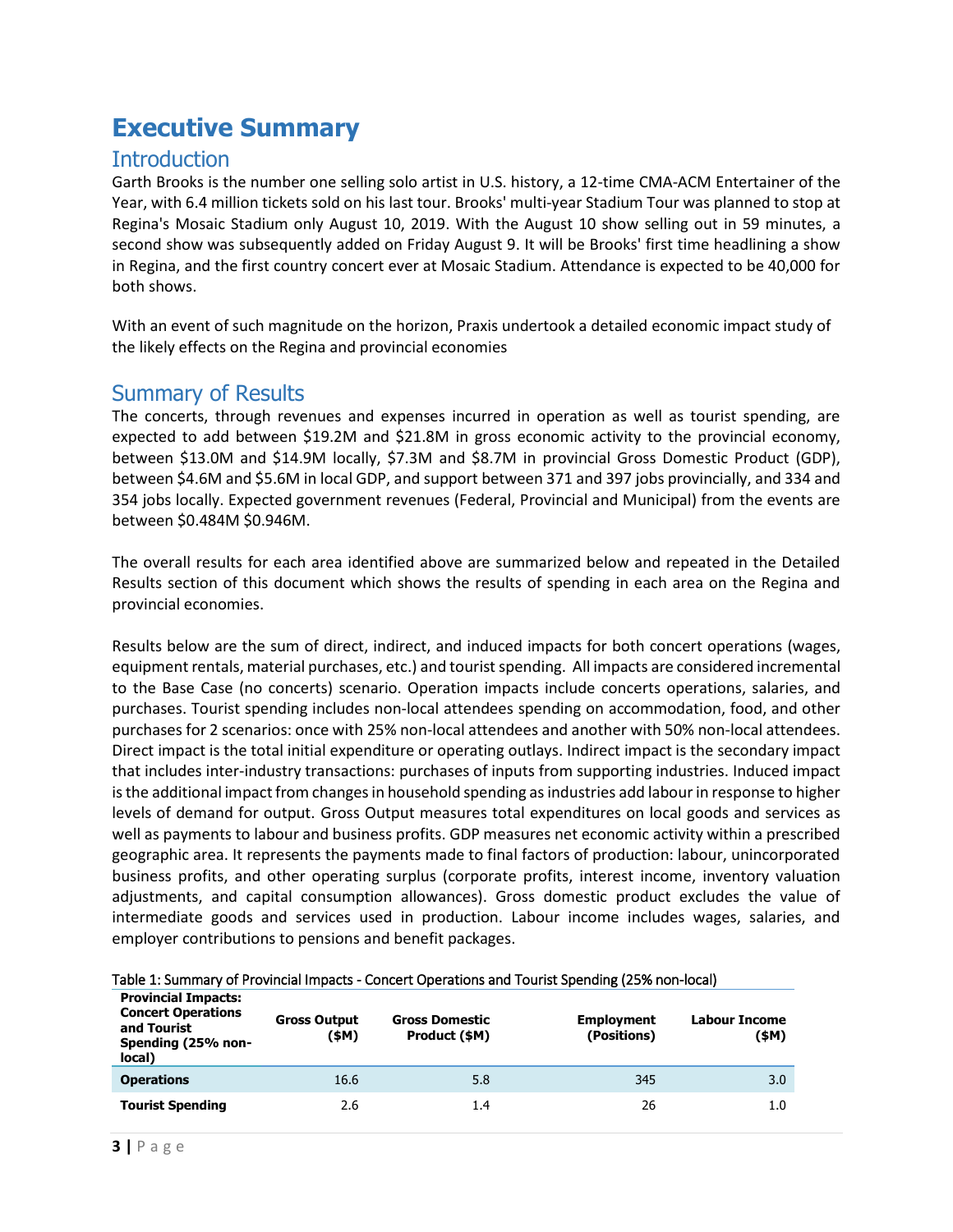# Executive Summary

## Introduction

Garth Brooks is the number one selling solo artist in U.S. history, a 12-time CMA-ACM Entertainer of the Year, with 6.4 million tickets sold on his last tour. Brooks' multi-year Stadium Tour was planned to stop at Regina's Mosaic Stadium only August 10, 2019. With the August 10 show selling out in 59 minutes, a second show was subsequently added on Friday August 9. It will be Brooks' first time headlining a show in Regina, and the first country concert ever at Mosaic Stadium. Attendance is expected to be 40,000 for both shows.

With an event of such magnitude on the horizon, Praxis undertook a detailed economic impact study of the likely effects on the Regina and provincial economies

## Summary of Results

The concerts, through revenues and expenses incurred in operation as well as tourist spending, are expected to add between $19.2M and $21.8M in gross economic activity to the provincial economy, between $13.0M and $14.9M locally, $7.3M and $8.7M in provincial Gross Domestic Product (GDP), between $4.6M and $5.6M in local GDP, and support between 371 and 397 jobs provincially, and 334 and 354 jobs locally. Expected government revenues (Federal, Provincial and Municipal) from the events are between $0.484M $0.946M.

The overall results for each area identified above are summarized below and repeated in the Detailed Results section of this document which shows the results of spending in each area on the Regina and provincial economies.

Results below are the sum of direct, indirect, and induced impacts for both concert operations (wages, equipment rentals, material purchases, etc.) and tourist spending. All impacts are considered incremental to the Base Case (no concerts) scenario. Operation impacts include concerts operations, salaries, and purchases. Tourist spending includes non-local attendees spending on accommodation, food, and other purchases for 2 scenarios: once with 25% non-local attendees and another with 50% non-local attendees. Direct impact is the total initial expenditure or operating outlays. Indirect impact is the secondary impact that includes inter-industry transactions: purchases of inputs from supporting industries. Induced impact is the additional impact from changes in household spending as industries add labour in response to higher levels of demand for output. Gross Output measures total expenditures on local goods and services as well as payments to labour and business profits. GDP measures net economic activity within a prescribed geographic area. It represents the payments made to final factors of production: labour, unincorporated business profits, and other operating surplus (corporate profits, interest income, inventory valuation adjustments, and capital consumption allowances). Gross domestic product excludes the value of intermediate goods and services used in production. Labour income includes wages, salaries, and employer contributions to pensions and benefit packages.

Table 1: Summary of Provincial Impacts - Concert Operations and Tourist Spending (25% non-local)

| Provincial Impacts: Concert Operations and Tourist Spending (25% non-local) | Gross Output ($M) | Gross Domestic Product ($M) | Employment (Positions) | Labour Income ($M) |
|---|---|---|---|---|
| **Operations** | 16.6 | 5.8 | 345 | 3.0 |
| **Tourist Spending** | 2.6 | 1.4 | 26 | 1.0 |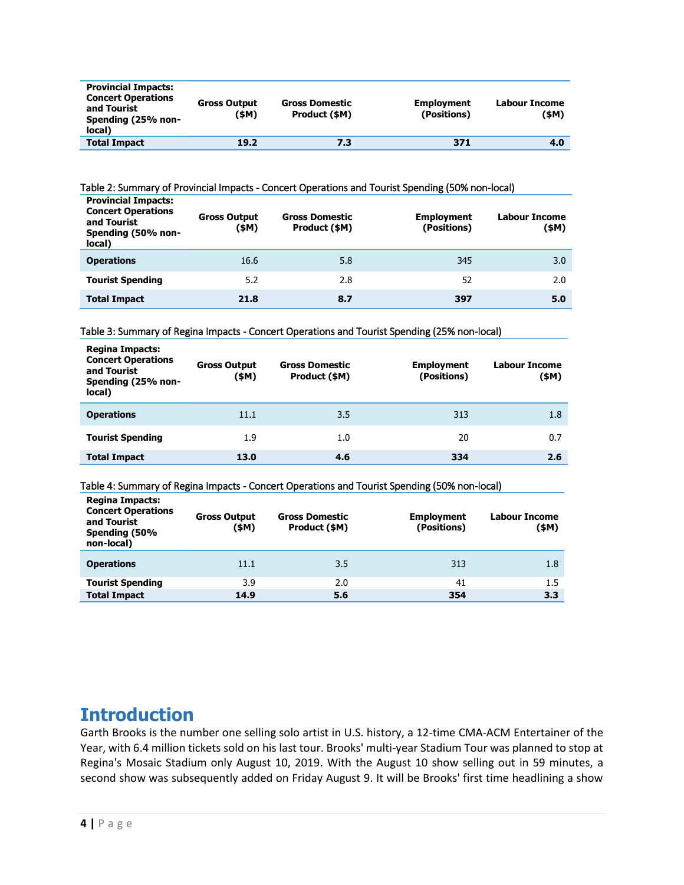| Provincial Impacts: Concert Operations and Tourist Spending (25% non-local) | Gross Output ($M) | Gross Domestic Product ($M) | Employment (Positions) | Labour Income ($M) |
|---|---|---|---|---|
| **Total Impact** | **19.2** | **7.3** | **371** | **4.0** |

Table 2: Summary of Provincial Impacts - Concert Operations and Tourist Spending (50% non-local)

| Provincial Impacts: Concert Operations and Tourist Spending (50% non-local) | Gross Output ($M) | Gross Domestic Product ($M) | Employment (Positions) | Labour Income ($M) |
|---|---|---|---|---|
| **Operations** | 16.6 | 5.8 | 345 | 3.0 |
| **Tourist Spending** | 5.2 | 2.8 | 52 | 2.0 |
| **Total Impact** | **21.8** | **8.7** | **397** | **5.0** |

Table 3: Summary of Regina Impacts - Concert Operations and Tourist Spending (25% non-local)

| Regina Impacts: Concert Operations and Tourist Spending (25% non-local) | Gross Output ($M) | Gross Domestic Product ($M) | Employment (Positions) | Labour Income ($M) |
|---|---|---|---|---|
| **Operations** | 11.1 | 3.5 | 313 | 1.8 |
| **Tourist Spending** | 1.9 | 1.0 | 20 | 0.7 |
| **Total Impact** | **13.0** | **4.6** | **334** | **2.6** |

Table 4: Summary of Regina Impacts - Concert Operations and Tourist Spending (50% non-local)

| Regina Impacts: Concert Operations and Tourist Spending (50% non-local) | Gross Output ($M) | Gross Domestic Product ($M) | Employment (Positions) | Labour Income ($M) |
|---|---|---|---|---|
| **Operations** | 11.1 | 3.5 | 313 | 1.8 |
| **Tourist Spending** | 3.9 | 2.0 | 41 | 1.5 |
| **Total Impact** | **14.9** | **5.6** | **354** | **3.3** |

# Introduction

Garth Brooks is the number one selling solo artist in U.S. history, a 12-time CMA-ACM Entertainer of the Year, with 6.4 million tickets sold on his last tour. Brooks' multi-year Stadium Tour was planned to stop at Regina's Mosaic Stadium only August 10, 2019. With the August 10 show selling out in 59 minutes, a second show was subsequently added on Friday August 9. It will be Brooks' first time headlining a show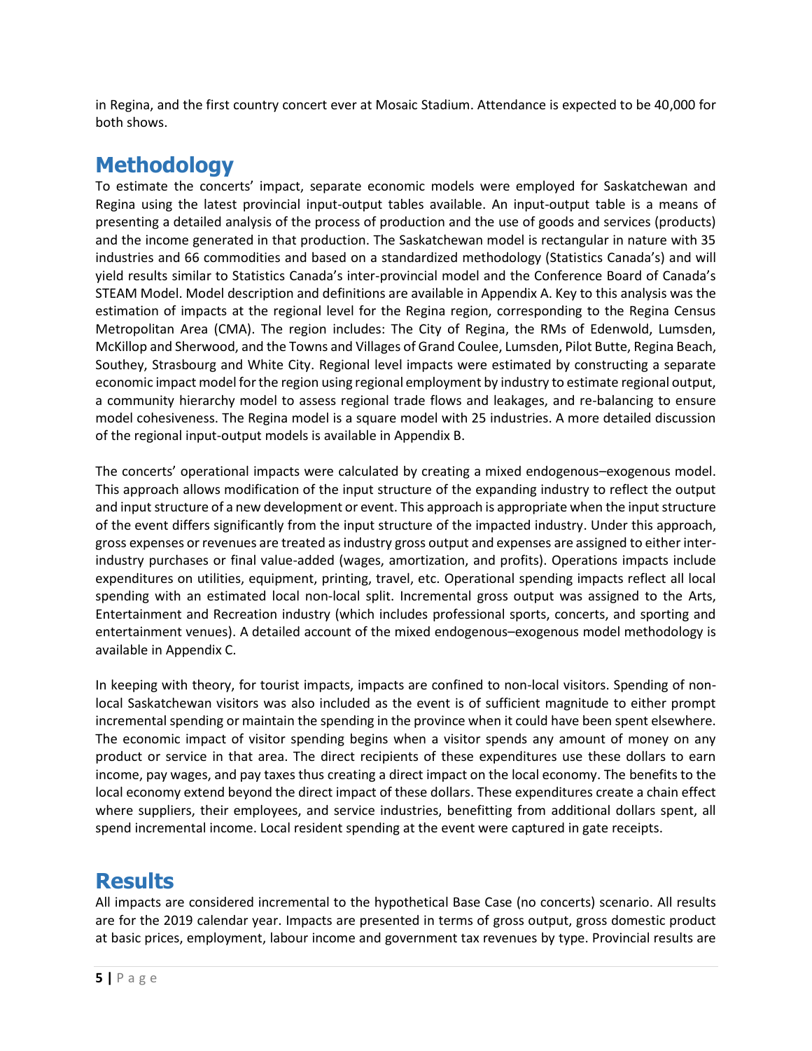in Regina, and the first country concert ever at Mosaic Stadium. Attendance is expected to be 40,000 for both shows.

# Methodology

To estimate the concerts' impact, separate economic models were employed for Saskatchewan and Regina using the latest provincial input-output tables available. An input-output table is a means of presenting a detailed analysis of the process of production and the use of goods and services (products) and the income generated in that production. The Saskatchewan model is rectangular in nature with 35 industries and 66 commodities and based on a standardized methodology (Statistics Canada's) and will yield results similar to Statistics Canada's inter-provincial model and the Conference Board of Canada's STEAM Model. Model description and definitions are available in Appendix A. Key to this analysis was the estimation of impacts at the regional level for the Regina region, corresponding to the Regina Census Metropolitan Area (CMA). The region includes: The City of Regina, the RMs of Edenwold, Lumsden, McKillop and Sherwood, and the Towns and Villages of Grand Coulee, Lumsden, Pilot Butte, Regina Beach, Southey, Strasbourg and White City. Regional level impacts were estimated by constructing a separate economic impact model for the region using regional employment by industry to estimate regional output, a community hierarchy model to assess regional trade flows and leakages, and re-balancing to ensure model cohesiveness. The Regina model is a square model with 25 industries. A more detailed discussion of the regional input-output models is available in Appendix B.

The concerts' operational impacts were calculated by creating a mixed endogenous–exogenous model. This approach allows modification of the input structure of the expanding industry to reflect the output and input structure of a new development or event. This approach is appropriate when the input structure of the event differs significantly from the input structure of the impacted industry. Under this approach, gross expenses or revenues are treated as industry gross output and expenses are assigned to either inter-industry purchases or final value-added (wages, amortization, and profits). Operations impacts include expenditures on utilities, equipment, printing, travel, etc. Operational spending impacts reflect all local spending with an estimated local non-local split. Incremental gross output was assigned to the Arts, Entertainment and Recreation industry (which includes professional sports, concerts, and sporting and entertainment venues). A detailed account of the mixed endogenous–exogenous model methodology is available in Appendix C.

In keeping with theory, for tourist impacts, impacts are confined to non-local visitors. Spending of non-local Saskatchewan visitors was also included as the event is of sufficient magnitude to either prompt incremental spending or maintain the spending in the province when it could have been spent elsewhere. The economic impact of visitor spending begins when a visitor spends any amount of money on any product or service in that area. The direct recipients of these expenditures use these dollars to earn income, pay wages, and pay taxes thus creating a direct impact on the local economy. The benefits to the local economy extend beyond the direct impact of these dollars. These expenditures create a chain effect where suppliers, their employees, and service industries, benefitting from additional dollars spent, all spend incremental income. Local resident spending at the event were captured in gate receipts.

# Results

All impacts are considered incremental to the hypothetical Base Case (no concerts) scenario. All results are for the 2019 calendar year. Impacts are presented in terms of gross output, gross domestic product at basic prices, employment, labour income and government tax revenues by type. Provincial results are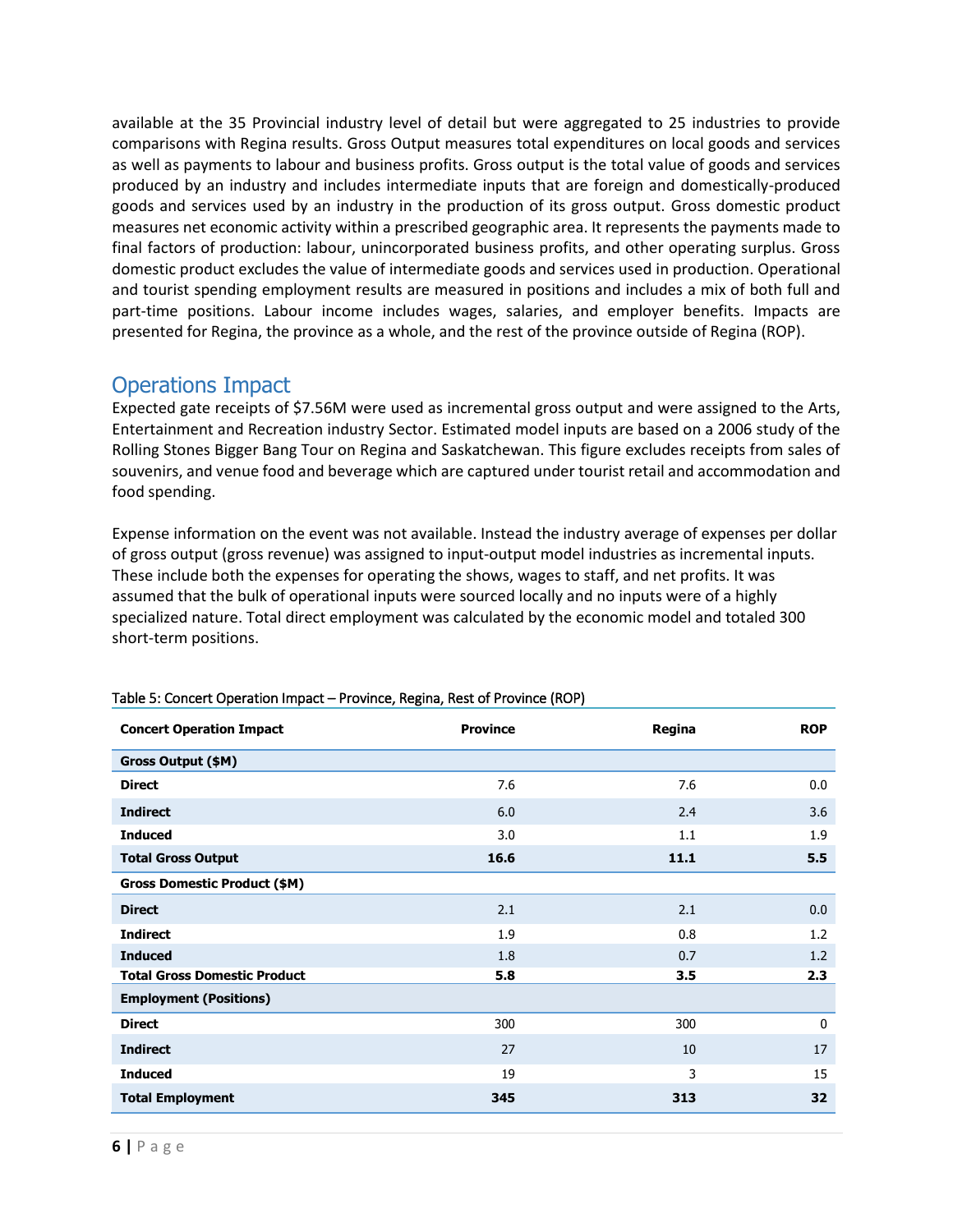available at the 35 Provincial industry level of detail but were aggregated to 25 industries to provide comparisons with Regina results. Gross Output measures total expenditures on local goods and services as well as payments to labour and business profits. Gross output is the total value of goods and services produced by an industry and includes intermediate inputs that are foreign and domestically-produced goods and services used by an industry in the production of its gross output. Gross domestic product measures net economic activity within a prescribed geographic area. It represents the payments made to final factors of production: labour, unincorporated business profits, and other operating surplus. Gross domestic product excludes the value of intermediate goods and services used in production. Operational and tourist spending employment results are measured in positions and includes a mix of both full and part-time positions. Labour income includes wages, salaries, and employer benefits. Impacts are presented for Regina, the province as a whole, and the rest of the province outside of Regina (ROP).

## Operations Impact

Expected gate receipts of $7.56M were used as incremental gross output and were assigned to the Arts, Entertainment and Recreation industry Sector. Estimated model inputs are based on a 2006 study of the Rolling Stones Bigger Bang Tour on Regina and Saskatchewan. This figure excludes receipts from sales of souvenirs, and venue food and beverage which are captured under tourist retail and accommodation and food spending.

Expense information on the event was not available. Instead the industry average of expenses per dollar of gross output (gross revenue) was assigned to input-output model industries as incremental inputs. These include both the expenses for operating the shows, wages to staff, and net profits. It was assumed that the bulk of operational inputs were sourced locally and no inputs were of a highly specialized nature. Total direct employment was calculated by the economic model and totaled 300 short-term positions.

Table 5: Concert Operation Impact – Province, Regina, Rest of Province (ROP)

| Concert Operation Impact | Province | Regina | ROP |
|---|---|---|---|
| **Gross Output ($M)** | | | |
| **Direct** | 7.6 | 7.6 | 0.0 |
| **Indirect** | 6.0 | 2.4 | 3.6 |
| **Induced** | 3.0 | 1.1 | 1.9 |
| **Total Gross Output** | **16.6** | **11.1** | **5.5** |
| **Gross Domestic Product ($M)** | | | |
| **Direct** | 2.1 | 2.1 | 0.0 |
| **Indirect** | 1.9 | 0.8 | 1.2 |
| **Induced** | 1.8 | 0.7 | 1.2 |
| **Total Gross Domestic Product** | **5.8** | **3.5** | **2.3** |
| **Employment (Positions)** | | | |
| **Direct** | 300 | 300 | 0 |
| **Indirect** | 27 | 10 | 17 |
| **Induced** | 19 | 3 | 15 |
| **Total Employment** | **345** | **313** | **32** |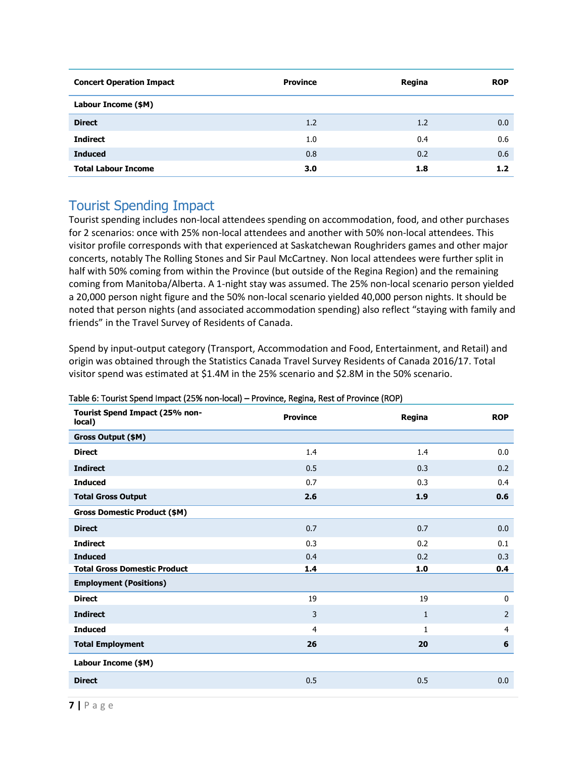| Concert Operation Impact | Province | Regina | ROP |
| --- | --- | --- | --- |
| **Labour Income ($M)** | | | |
| **Direct** | 1.2 | 1.2 | 0.0 |
| **Indirect** | 1.0 | 0.4 | 0.6 |
| **Induced** | 0.8 | 0.2 | 0.6 |
| **Total Labour Income** | **3.0** | **1.8** | **1.2** |

## Tourist Spending Impact

Tourist spending includes non-local attendees spending on accommodation, food, and other purchases for 2 scenarios: once with 25% non-local attendees and another with 50% non-local attendees. This visitor profile corresponds with that experienced at Saskatchewan Roughriders games and other major concerts, notably The Rolling Stones and Sir Paul McCartney. Non local attendees were further split in half with 50% coming from within the Province (but outside of the Regina Region) and the remaining coming from Manitoba/Alberta. A 1-night stay was assumed. The 25% non-local scenario person yielded a 20,000 person night figure and the 50% non-local scenario yielded 40,000 person nights. It should be noted that person nights (and associated accommodation spending) also reflect "staying with family and friends" in the Travel Survey of Residents of Canada.

Spend by input-output category (Transport, Accommodation and Food, Entertainment, and Retail) and origin was obtained through the Statistics Canada Travel Survey Residents of Canada 2016/17. Total visitor spend was estimated at $1.4M in the 25% scenario and $2.8M in the 50% scenario.

Table 6: Tourist Spend Impact (25% non-local) – Province, Regina, Rest of Province (ROP)

| Tourist Spend Impact (25% non-local) | Province | Regina | ROP |
| --- | --- | --- | --- |
| **Gross Output ($M)** | | | |
| **Direct** | 1.4 | 1.4 | 0.0 |
| **Indirect** | 0.5 | 0.3 | 0.2 |
| **Induced** | 0.7 | 0.3 | 0.4 |
| **Total Gross Output** | **2.6** | **1.9** | **0.6** |
| **Gross Domestic Product ($M)** | | | |
| **Direct** | 0.7 | 0.7 | 0.0 |
| **Indirect** | 0.3 | 0.2 | 0.1 |
| **Induced** | 0.4 | 0.2 | 0.3 |
| **Total Gross Domestic Product** | **1.4** | **1.0** | **0.4** |
| **Employment (Positions)** | | | |
| **Direct** | 19 | 19 | 0 |
| **Indirect** | 3 | 1 | 2 |
| **Induced** | 4 | 1 | 4 |
| **Total Employment** | **26** | **20** | **6** |
| **Labour Income ($M)** | | | |
| **Direct** | 0.5 | 0.5 | 0.0 |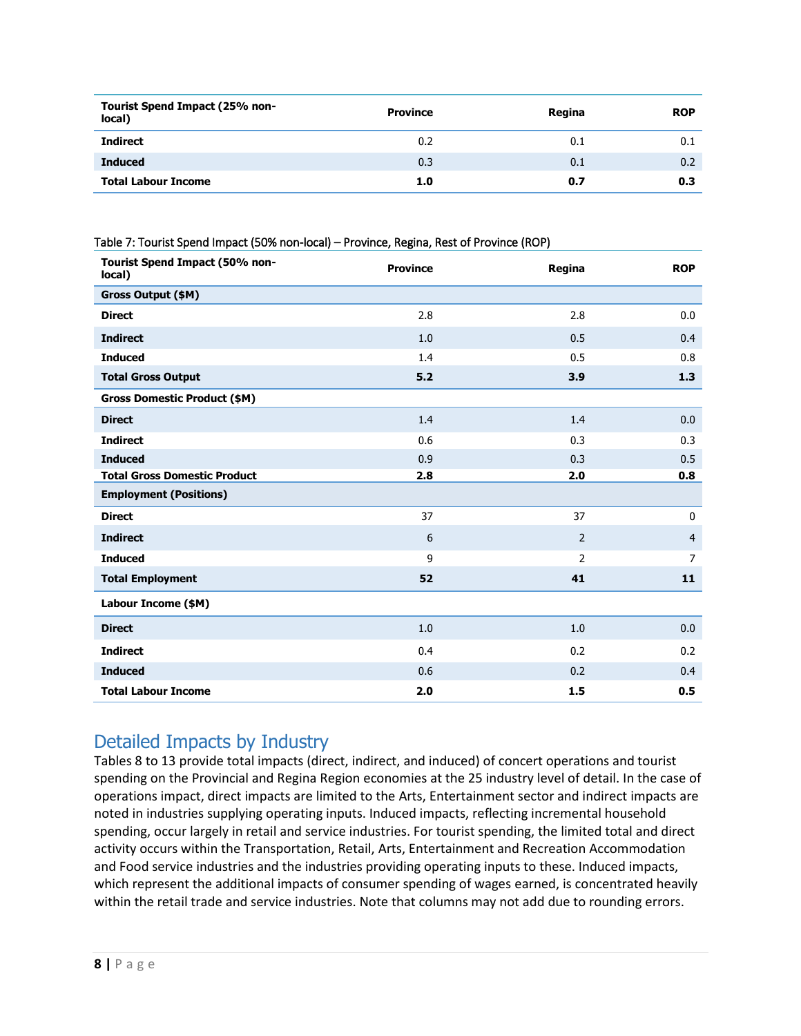| Tourist Spend Impact (25% non-local) | Province | Regina | ROP |
|---|---|---|---|
| **Indirect** | 0.2 | 0.1 | 0.1 |
| **Induced** | 0.3 | 0.1 | 0.2 |
| **Total Labour Income** | **1.0** | **0.7** | **0.3** |

Table 7: Tourist Spend Impact (50% non-local) – Province, Regina, Rest of Province (ROP)

| Tourist Spend Impact (50% non-local) | Province | Regina | ROP |
|---|---|---|---|
| **Gross Output ($M)** | | | |
| **Direct** | 2.8 | 2.8 | 0.0 |
| **Indirect** | 1.0 | 0.5 | 0.4 |
| **Induced** | 1.4 | 0.5 | 0.8 |
| **Total Gross Output** | **5.2** | **3.9** | **1.3** |
| **Gross Domestic Product ($M)** | | | |
| **Direct** | 1.4 | 1.4 | 0.0 |
| **Indirect** | 0.6 | 0.3 | 0.3 |
| **Induced** | 0.9 | 0.3 | 0.5 |
| **Total Gross Domestic Product** | **2.8** | **2.0** | **0.8** |
| **Employment (Positions)** | | | |
| **Direct** | 37 | 37 | 0 |
| **Indirect** | 6 | 2 | 4 |
| **Induced** | 9 | 2 | 7 |
| **Total Employment** | **52** | **41** | **11** |
| **Labour Income ($M)** | | | |
| **Direct** | 1.0 | 1.0 | 0.0 |
| **Indirect** | 0.4 | 0.2 | 0.2 |
| **Induced** | 0.6 | 0.2 | 0.4 |
| **Total Labour Income** | **2.0** | **1.5** | **0.5** |

## Detailed Impacts by Industry

Tables 8 to 13 provide total impacts (direct, indirect, and induced) of concert operations and tourist spending on the Provincial and Regina Region economies at the 25 industry level of detail. In the case of operations impact, direct impacts are limited to the Arts, Entertainment sector and indirect impacts are noted in industries supplying operating inputs. Induced impacts, reflecting incremental household spending, occur largely in retail and service industries. For tourist spending, the limited total and direct activity occurs within the Transportation, Retail, Arts, Entertainment and Recreation Accommodation and Food service industries and the industries providing operating inputs to these. Induced impacts, which represent the additional impacts of consumer spending of wages earned, is concentrated heavily within the retail trade and service industries. Note that columns may not add due to rounding errors.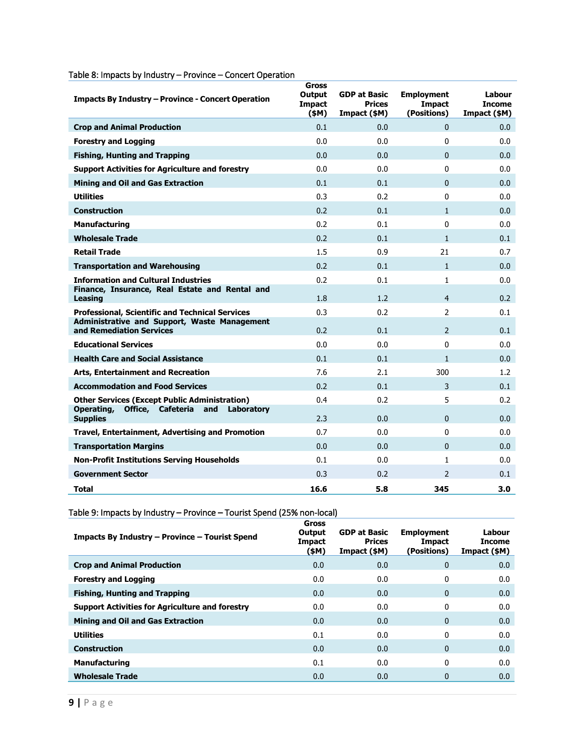Table 8: Impacts by Industry – Province – Concert Operation

| Impacts By Industry – Province - Concert Operation | Gross Output Impact ($M) | GDP at Basic Prices Impact ($M) | Employment Impact (Positions) | Labour Income Impact ($M) |
|---|---|---|---|---|
| Crop and Animal Production | 0.1 | 0.0 | 0 | 0.0 |
| Forestry and Logging | 0.0 | 0.0 | 0 | 0.0 |
| Fishing, Hunting and Trapping | 0.0 | 0.0 | 0 | 0.0 |
| Support Activities for Agriculture and forestry | 0.0 | 0.0 | 0 | 0.0 |
| Mining and Oil and Gas Extraction | 0.1 | 0.1 | 0 | 0.0 |
| Utilities | 0.3 | 0.2 | 0 | 0.0 |
| Construction | 0.2 | 0.1 | 1 | 0.0 |
| Manufacturing | 0.2 | 0.1 | 0 | 0.0 |
| Wholesale Trade | 0.2 | 0.1 | 1 | 0.1 |
| Retail Trade | 1.5 | 0.9 | 21 | 0.7 |
| Transportation and Warehousing | 0.2 | 0.1 | 1 | 0.0 |
| Information and Cultural Industries | 0.2 | 0.1 | 1 | 0.0 |
| Finance, Insurance, Real Estate and Rental and Leasing | 1.8 | 1.2 | 4 | 0.2 |
| Professional, Scientific and Technical Services | 0.3 | 0.2 | 2 | 0.1 |
| Administrative and Support, Waste Management and Remediation Services | 0.2 | 0.1 | 2 | 0.1 |
| Educational Services | 0.0 | 0.0 | 0 | 0.0 |
| Health Care and Social Assistance | 0.1 | 0.1 | 1 | 0.0 |
| Arts, Entertainment and Recreation | 7.6 | 2.1 | 300 | 1.2 |
| Accommodation and Food Services | 0.2 | 0.1 | 3 | 0.1 |
| Other Services (Except Public Administration) | 0.4 | 0.2 | 5 | 0.2 |
| Operating, Office, Cafeteria and Laboratory Supplies | 2.3 | 0.0 | 0 | 0.0 |
| Travel, Entertainment, Advertising and Promotion | 0.7 | 0.0 | 0 | 0.0 |
| Transportation Margins | 0.0 | 0.0 | 0 | 0.0 |
| Non-Profit Institutions Serving Households | 0.1 | 0.0 | 1 | 0.0 |
| Government Sector | 0.3 | 0.2 | 2 | 0.1 |
| **Total** | **16.6** | **5.8** | **345** | **3.0** |

Table 9: Impacts by Industry – Province – Tourist Spend (25% non-local)

| Impacts By Industry – Province – Tourist Spend | Gross Output Impact ($M) | GDP at Basic Prices Impact ($M) | Employment Impact (Positions) | Labour Income Impact ($M) |
|---|---|---|---|---|
| Crop and Animal Production | 0.0 | 0.0 | 0 | 0.0 |
| Forestry and Logging | 0.0 | 0.0 | 0 | 0.0 |
| Fishing, Hunting and Trapping | 0.0 | 0.0 | 0 | 0.0 |
| Support Activities for Agriculture and forestry | 0.0 | 0.0 | 0 | 0.0 |
| Mining and Oil and Gas Extraction | 0.0 | 0.0 | 0 | 0.0 |
| Utilities | 0.1 | 0.0 | 0 | 0.0 |
| Construction | 0.0 | 0.0 | 0 | 0.0 |
| Manufacturing | 0.1 | 0.0 | 0 | 0.0 |
| Wholesale Trade | 0.0 | 0.0 | 0 | 0.0 |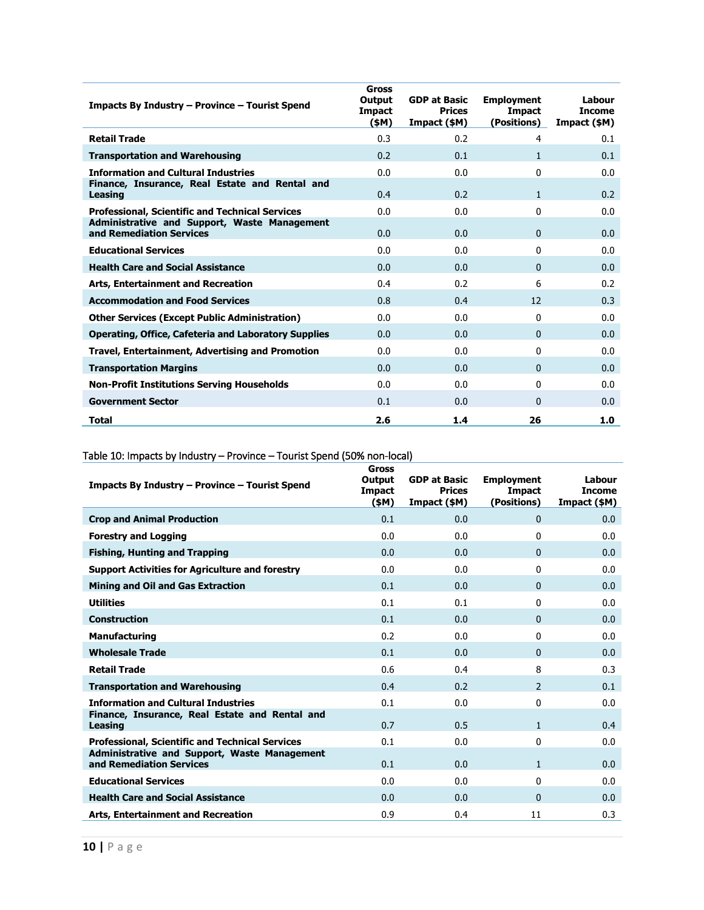| Impacts By Industry – Province – Tourist Spend | Gross Output Impact ($M) | GDP at Basic Prices Impact ($M) | Employment Impact (Positions) | Labour Income Impact ($M) |
|---|---|---|---|---|
| **Retail Trade** | 0.3 | 0.2 | 4 | 0.1 |
| **Transportation and Warehousing** | 0.2 | 0.1 | 1 | 0.1 |
| **Information and Cultural Industries** | 0.0 | 0.0 | 0 | 0.0 |
| **Finance, Insurance, Real Estate and Rental and Leasing** | 0.4 | 0.2 | 1 | 0.2 |
| **Professional, Scientific and Technical Services** | 0.0 | 0.0 | 0 | 0.0 |
| **Administrative and Support, Waste Management and Remediation Services** | 0.0 | 0.0 | 0 | 0.0 |
| **Educational Services** | 0.0 | 0.0 | 0 | 0.0 |
| **Health Care and Social Assistance** | 0.0 | 0.0 | 0 | 0.0 |
| **Arts, Entertainment and Recreation** | 0.4 | 0.2 | 6 | 0.2 |
| **Accommodation and Food Services** | 0.8 | 0.4 | 12 | 0.3 |
| **Other Services (Except Public Administration)** | 0.0 | 0.0 | 0 | 0.0 |
| **Operating, Office, Cafeteria and Laboratory Supplies** | 0.0 | 0.0 | 0 | 0.0 |
| **Travel, Entertainment, Advertising and Promotion** | 0.0 | 0.0 | 0 | 0.0 |
| **Transportation Margins** | 0.0 | 0.0 | 0 | 0.0 |
| **Non-Profit Institutions Serving Households** | 0.0 | 0.0 | 0 | 0.0 |
| **Government Sector** | 0.1 | 0.0 | 0 | 0.0 |
| **Total** | **2.6** | **1.4** | **26** | **1.0** |

Table 10: Impacts by Industry – Province – Tourist Spend (50% non-local)

| Impacts By Industry – Province – Tourist Spend | Gross Output Impact ($M) | GDP at Basic Prices Impact ($M) | Employment Impact (Positions) | Labour Income Impact ($M) |
|---|---|---|---|---|
| **Crop and Animal Production** | 0.1 | 0.0 | 0 | 0.0 |
| **Forestry and Logging** | 0.0 | 0.0 | 0 | 0.0 |
| **Fishing, Hunting and Trapping** | 0.0 | 0.0 | 0 | 0.0 |
| **Support Activities for Agriculture and forestry** | 0.0 | 0.0 | 0 | 0.0 |
| **Mining and Oil and Gas Extraction** | 0.1 | 0.0 | 0 | 0.0 |
| **Utilities** | 0.1 | 0.1 | 0 | 0.0 |
| **Construction** | 0.1 | 0.0 | 0 | 0.0 |
| **Manufacturing** | 0.2 | 0.0 | 0 | 0.0 |
| **Wholesale Trade** | 0.1 | 0.0 | 0 | 0.0 |
| **Retail Trade** | 0.6 | 0.4 | 8 | 0.3 |
| **Transportation and Warehousing** | 0.4 | 0.2 | 2 | 0.1 |
| **Information and Cultural Industries** | 0.1 | 0.0 | 0 | 0.0 |
| **Finance, Insurance, Real Estate and Rental and Leasing** | 0.7 | 0.5 | 1 | 0.4 |
| **Professional, Scientific and Technical Services** | 0.1 | 0.0 | 0 | 0.0 |
| **Administrative and Support, Waste Management and Remediation Services** | 0.1 | 0.0 | 1 | 0.0 |
| **Educational Services** | 0.0 | 0.0 | 0 | 0.0 |
| **Health Care and Social Assistance** | 0.0 | 0.0 | 0 | 0.0 |
| **Arts, Entertainment and Recreation** | 0.9 | 0.4 | 11 | 0.3 |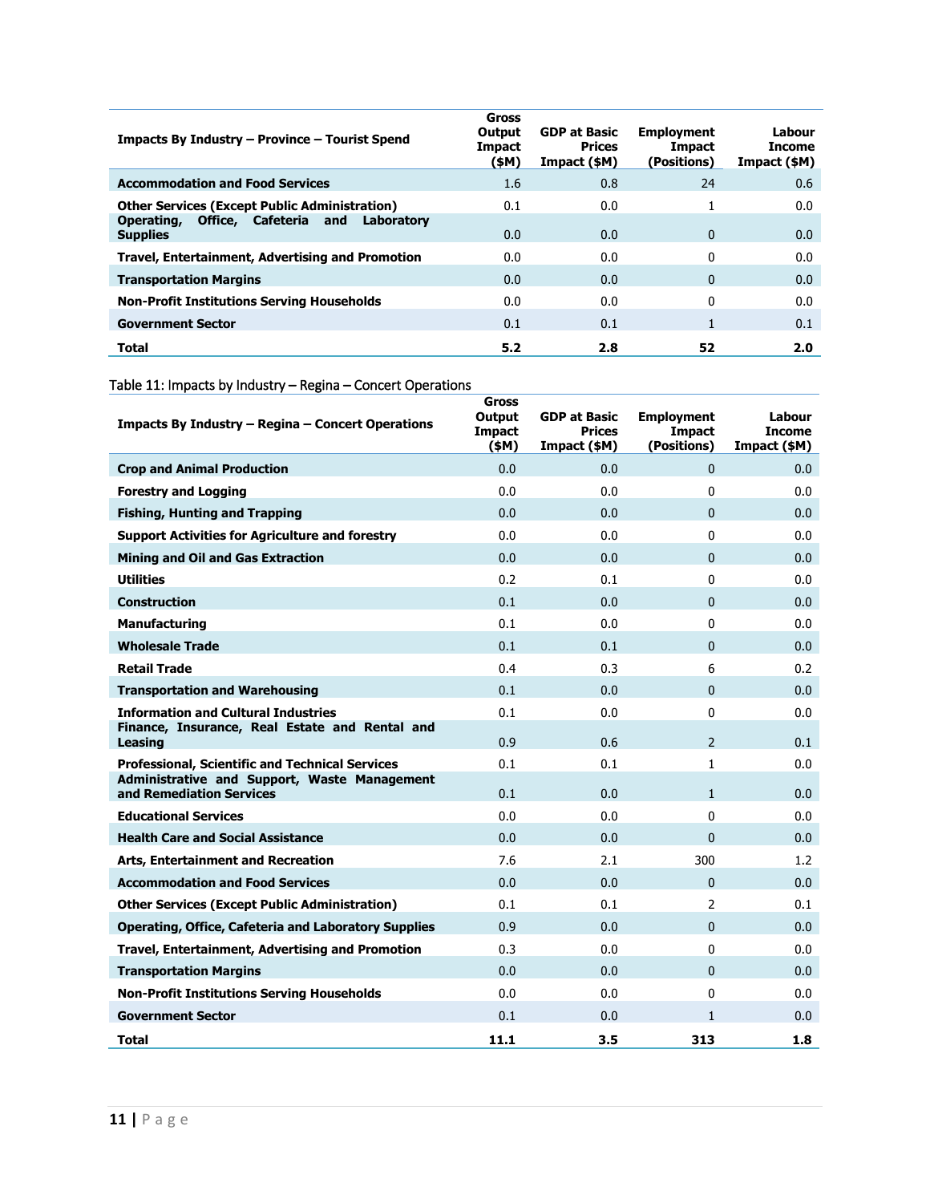| Impacts By Industry – Province – Tourist Spend | Gross Output Impact ($M) | GDP at Basic Prices Impact ($M) | Employment Impact (Positions) | Labour Income Impact ($M) |
|---|---|---|---|---|
| **Accommodation and Food Services** | 1.6 | 0.8 | 24 | 0.6 |
| **Other Services (Except Public Administration)** | 0.1 | 0.0 | 1 | 0.0 |
| **Operating, Office, Cafeteria and Laboratory Supplies** | 0.0 | 0.0 | 0 | 0.0 |
| **Travel, Entertainment, Advertising and Promotion** | 0.0 | 0.0 | 0 | 0.0 |
| **Transportation Margins** | 0.0 | 0.0 | 0 | 0.0 |
| **Non-Profit Institutions Serving Households** | 0.0 | 0.0 | 0 | 0.0 |
| **Government Sector** | 0.1 | 0.1 | 1 | 0.1 |
| **Total** | **5.2** | **2.8** | **52** | **2.0** |

Table 11: Impacts by Industry – Regina – Concert Operations

| Impacts By Industry – Regina – Concert Operations | Gross Output Impact ($M) | GDP at Basic Prices Impact ($M) | Employment Impact (Positions) | Labour Income Impact ($M) |
|---|---|---|---|---|
| **Crop and Animal Production** | 0.0 | 0.0 | 0 | 0.0 |
| **Forestry and Logging** | 0.0 | 0.0 | 0 | 0.0 |
| **Fishing, Hunting and Trapping** | 0.0 | 0.0 | 0 | 0.0 |
| **Support Activities for Agriculture and forestry** | 0.0 | 0.0 | 0 | 0.0 |
| **Mining and Oil and Gas Extraction** | 0.0 | 0.0 | 0 | 0.0 |
| **Utilities** | 0.2 | 0.1 | 0 | 0.0 |
| **Construction** | 0.1 | 0.0 | 0 | 0.0 |
| **Manufacturing** | 0.1 | 0.0 | 0 | 0.0 |
| **Wholesale Trade** | 0.1 | 0.1 | 0 | 0.0 |
| **Retail Trade** | 0.4 | 0.3 | 6 | 0.2 |
| **Transportation and Warehousing** | 0.1 | 0.0 | 0 | 0.0 |
| **Information and Cultural Industries** | 0.1 | 0.0 | 0 | 0.0 |
| **Finance, Insurance, Real Estate and Rental and Leasing** | 0.9 | 0.6 | 2 | 0.1 |
| **Professional, Scientific and Technical Services** | 0.1 | 0.1 | 1 | 0.0 |
| **Administrative and Support, Waste Management and Remediation Services** | 0.1 | 0.0 | 1 | 0.0 |
| **Educational Services** | 0.0 | 0.0 | 0 | 0.0 |
| **Health Care and Social Assistance** | 0.0 | 0.0 | 0 | 0.0 |
| **Arts, Entertainment and Recreation** | 7.6 | 2.1 | 300 | 1.2 |
| **Accommodation and Food Services** | 0.0 | 0.0 | 0 | 0.0 |
| **Other Services (Except Public Administration)** | 0.1 | 0.1 | 2 | 0.1 |
| **Operating, Office, Cafeteria and Laboratory Supplies** | 0.9 | 0.0 | 0 | 0.0 |
| **Travel, Entertainment, Advertising and Promotion** | 0.3 | 0.0 | 0 | 0.0 |
| **Transportation Margins** | 0.0 | 0.0 | 0 | 0.0 |
| **Non-Profit Institutions Serving Households** | 0.0 | 0.0 | 0 | 0.0 |
| **Government Sector** | 0.1 | 0.0 | 1 | 0.0 |
| **Total** | **11.1** | **3.5** | **313** | **1.8** |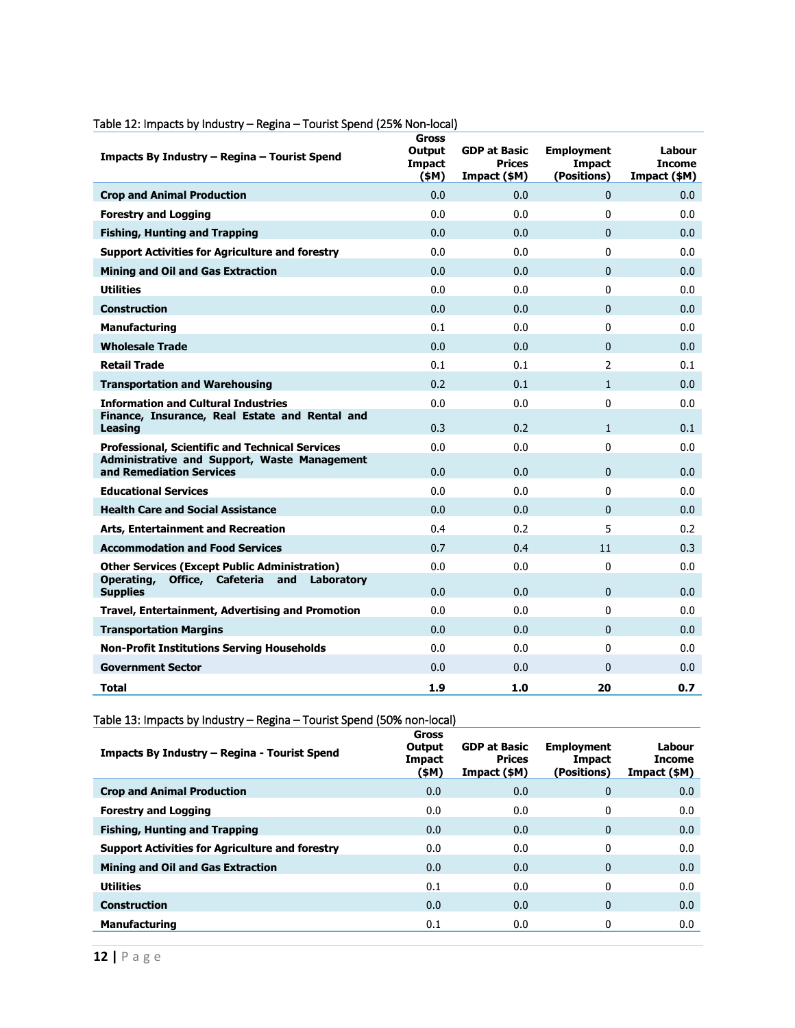Table 12: Impacts by Industry – Regina – Tourist Spend (25% Non-local)

| Impacts By Industry – Regina – Tourist Spend | Gross Output Impact ($M) | GDP at Basic Prices Impact ($M) | Employment Impact (Positions) | Labour Income Impact ($M) |
|---|---|---|---|---|
| **Crop and Animal Production** | 0.0 | 0.0 | 0 | 0.0 |
| **Forestry and Logging** | 0.0 | 0.0 | 0 | 0.0 |
| **Fishing, Hunting and Trapping** | 0.0 | 0.0 | 0 | 0.0 |
| **Support Activities for Agriculture and forestry** | 0.0 | 0.0 | 0 | 0.0 |
| **Mining and Oil and Gas Extraction** | 0.0 | 0.0 | 0 | 0.0 |
| **Utilities** | 0.0 | 0.0 | 0 | 0.0 |
| **Construction** | 0.0 | 0.0 | 0 | 0.0 |
| **Manufacturing** | 0.1 | 0.0 | 0 | 0.0 |
| **Wholesale Trade** | 0.0 | 0.0 | 0 | 0.0 |
| **Retail Trade** | 0.1 | 0.1 | 2 | 0.1 |
| **Transportation and Warehousing** | 0.2 | 0.1 | 1 | 0.0 |
| **Information and Cultural Industries** | 0.0 | 0.0 | 0 | 0.0 |
| **Finance, Insurance, Real Estate and Rental and Leasing** | 0.3 | 0.2 | 1 | 0.1 |
| **Professional, Scientific and Technical Services** | 0.0 | 0.0 | 0 | 0.0 |
| **Administrative and Support, Waste Management and Remediation Services** | 0.0 | 0.0 | 0 | 0.0 |
| **Educational Services** | 0.0 | 0.0 | 0 | 0.0 |
| **Health Care and Social Assistance** | 0.0 | 0.0 | 0 | 0.0 |
| **Arts, Entertainment and Recreation** | 0.4 | 0.2 | 5 | 0.2 |
| **Accommodation and Food Services** | 0.7 | 0.4 | 11 | 0.3 |
| **Other Services (Except Public Administration)** | 0.0 | 0.0 | 0 | 0.0 |
| **Operating, Office, Cafeteria and Laboratory Supplies** | 0.0 | 0.0 | 0 | 0.0 |
| **Travel, Entertainment, Advertising and Promotion** | 0.0 | 0.0 | 0 | 0.0 |
| **Transportation Margins** | 0.0 | 0.0 | 0 | 0.0 |
| **Non-Profit Institutions Serving Households** | 0.0 | 0.0 | 0 | 0.0 |
| **Government Sector** | 0.0 | 0.0 | 0 | 0.0 |
| **Total** | **1.9** | **1.0** | **20** | **0.7** |

Table 13: Impacts by Industry – Regina – Tourist Spend (50% non-local)

| Impacts By Industry – Regina - Tourist Spend | Gross Output Impact ($M) | GDP at Basic Prices Impact ($M) | Employment Impact (Positions) | Labour Income Impact ($M) |
|---|---|---|---|---|
| **Crop and Animal Production** | 0.0 | 0.0 | 0 | 0.0 |
| **Forestry and Logging** | 0.0 | 0.0 | 0 | 0.0 |
| **Fishing, Hunting and Trapping** | 0.0 | 0.0 | 0 | 0.0 |
| **Support Activities for Agriculture and forestry** | 0.0 | 0.0 | 0 | 0.0 |
| **Mining and Oil and Gas Extraction** | 0.0 | 0.0 | 0 | 0.0 |
| **Utilities** | 0.1 | 0.0 | 0 | 0.0 |
| **Construction** | 0.0 | 0.0 | 0 | 0.0 |
| **Manufacturing** | 0.1 | 0.0 | 0 | 0.0 |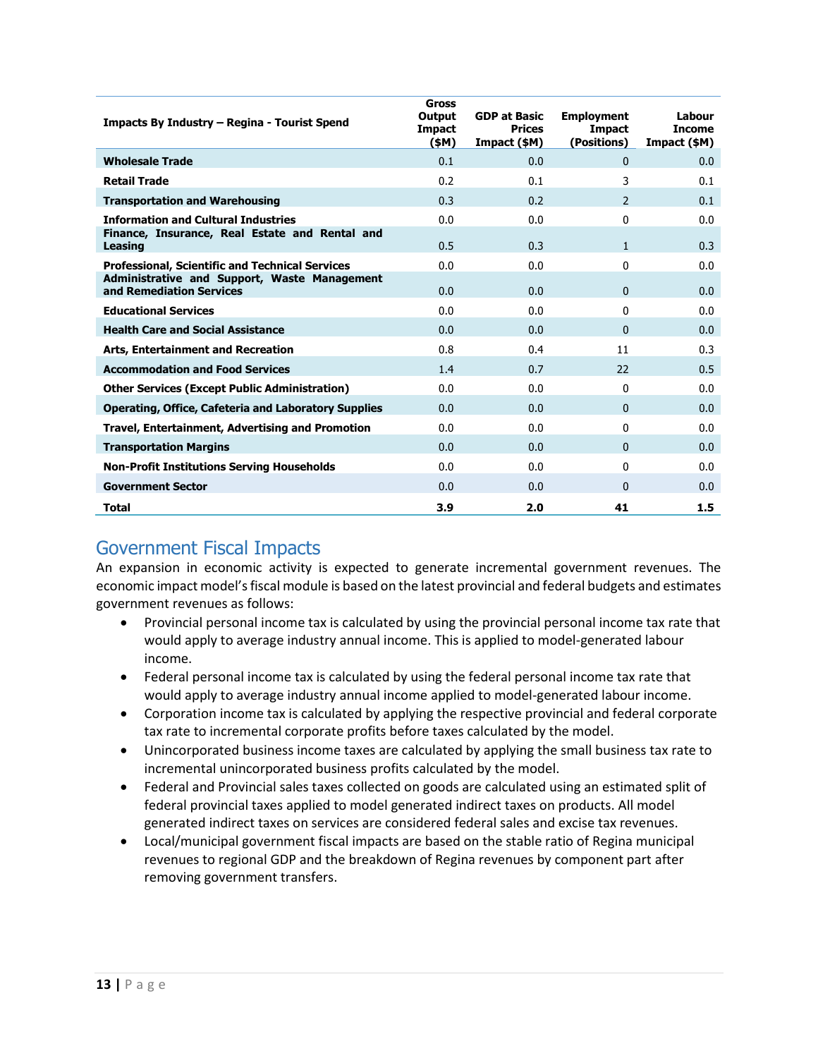| Impacts By Industry – Regina - Tourist Spend | Gross Output Impact ($M) | GDP at Basic Prices Impact ($M) | Employment Impact (Positions) | Labour Income Impact ($M) |
|---|---|---|---|---|
| **Wholesale Trade** | 0.1 | 0.0 | 0 | 0.0 |
| **Retail Trade** | 0.2 | 0.1 | 3 | 0.1 |
| **Transportation and Warehousing** | 0.3 | 0.2 | 2 | 0.1 |
| **Information and Cultural Industries** | 0.0 | 0.0 | 0 | 0.0 |
| **Finance, Insurance, Real Estate and Rental and Leasing** | 0.5 | 0.3 | 1 | 0.3 |
| **Professional, Scientific and Technical Services** | 0.0 | 0.0 | 0 | 0.0 |
| **Administrative and Support, Waste Management and Remediation Services** | 0.0 | 0.0 | 0 | 0.0 |
| **Educational Services** | 0.0 | 0.0 | 0 | 0.0 |
| **Health Care and Social Assistance** | 0.0 | 0.0 | 0 | 0.0 |
| **Arts, Entertainment and Recreation** | 0.8 | 0.4 | 11 | 0.3 |
| **Accommodation and Food Services** | 1.4 | 0.7 | 22 | 0.5 |
| **Other Services (Except Public Administration)** | 0.0 | 0.0 | 0 | 0.0 |
| **Operating, Office, Cafeteria and Laboratory Supplies** | 0.0 | 0.0 | 0 | 0.0 |
| **Travel, Entertainment, Advertising and Promotion** | 0.0 | 0.0 | 0 | 0.0 |
| **Transportation Margins** | 0.0 | 0.0 | 0 | 0.0 |
| **Non-Profit Institutions Serving Households** | 0.0 | 0.0 | 0 | 0.0 |
| **Government Sector** | 0.0 | 0.0 | 0 | 0.0 |
| **Total** | **3.9** | **2.0** | **41** | **1.5** |

## Government Fiscal Impacts

An expansion in economic activity is expected to generate incremental government revenues. The economic impact model's fiscal module is based on the latest provincial and federal budgets and estimates government revenues as follows:

- Provincial personal income tax is calculated by using the provincial personal income tax rate that would apply to average industry annual income. This is applied to model-generated labour income.
- Federal personal income tax is calculated by using the federal personal income tax rate that would apply to average industry annual income applied to model-generated labour income.
- Corporation income tax is calculated by applying the respective provincial and federal corporate tax rate to incremental corporate profits before taxes calculated by the model.
- Unincorporated business income taxes are calculated by applying the small business tax rate to incremental unincorporated business profits calculated by the model.
- Federal and Provincial sales taxes collected on goods are calculated using an estimated split of federal provincial taxes applied to model generated indirect taxes on products. All model generated indirect taxes on services are considered federal sales and excise tax revenues.
- Local/municipal government fiscal impacts are based on the stable ratio of Regina municipal revenues to regional GDP and the breakdown of Regina revenues by component part after removing government transfers.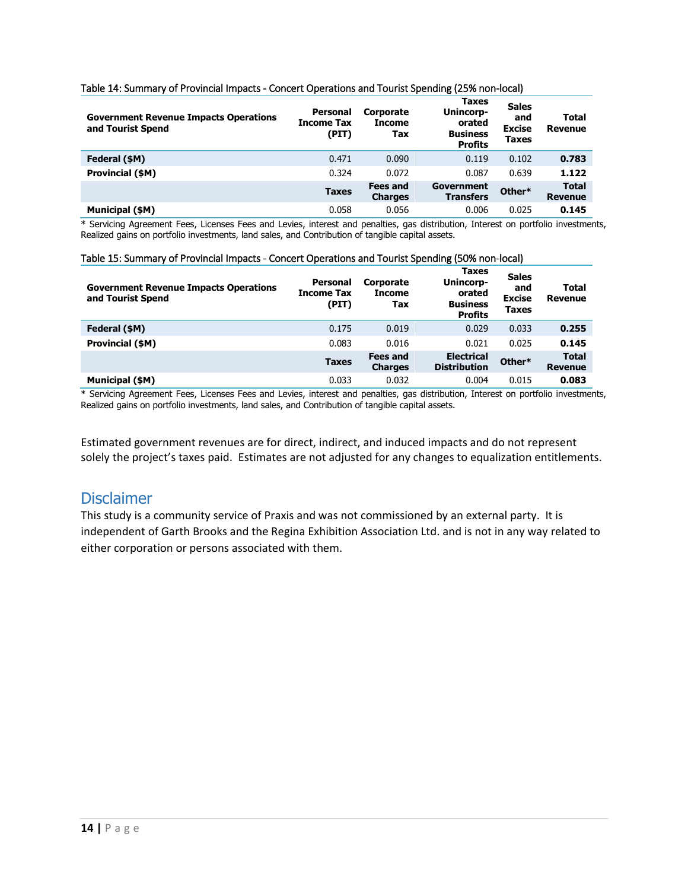Table 14: Summary of Provincial Impacts - Concert Operations and Tourist Spending (25% non-local)

| Government Revenue Impacts Operations and Tourist Spend | Personal Income Tax (PIT) | Corporate Income Tax | Taxes Unincorp-orated Business Profits | Sales and Excise Taxes | Total Revenue |
|---|---|---|---|---|---|
| **Federal ($M)** | 0.471 | 0.090 | 0.119 | 0.102 | **0.783** |
| **Provincial ($M)** | 0.324 | 0.072 | 0.087 | 0.639 | **1.122** |
| | **Taxes** | **Fees and Charges** | **Government Transfers** | **Other*** | **Total Revenue** |
| **Municipal ($M)** | 0.058 | 0.056 | 0.006 | 0.025 | **0.145** |

* Servicing Agreement Fees, Licenses Fees and Levies, interest and penalties, gas distribution, Interest on portfolio investments, Realized gains on portfolio investments, land sales, and Contribution of tangible capital assets.

Table 15: Summary of Provincial Impacts - Concert Operations and Tourist Spending (50% non-local)

| Government Revenue Impacts Operations and Tourist Spend | Personal Income Tax (PIT) | Corporate Income Tax | Taxes Unincorp-orated Business Profits | Sales and Excise Taxes | Total Revenue |
|---|---|---|---|---|---|
| **Federal ($M)** | 0.175 | 0.019 | 0.029 | 0.033 | **0.255** |
| **Provincial ($M)** | 0.083 | 0.016 | 0.021 | 0.025 | **0.145** |
| | **Taxes** | **Fees and Charges** | **Electrical Distribution** | **Other*** | **Total Revenue** |
| **Municipal ($M)** | 0.033 | 0.032 | 0.004 | 0.015 | **0.083** |

* Servicing Agreement Fees, Licenses Fees and Levies, interest and penalties, gas distribution, Interest on portfolio investments, Realized gains on portfolio investments, land sales, and Contribution of tangible capital assets.

Estimated government revenues are for direct, indirect, and induced impacts and do not represent solely the project's taxes paid. Estimates are not adjusted for any changes to equalization entitlements.

## Disclaimer

This study is a community service of Praxis and was not commissioned by an external party. It is independent of Garth Brooks and the Regina Exhibition Association Ltd. and is not in any way related to either corporation or persons associated with them.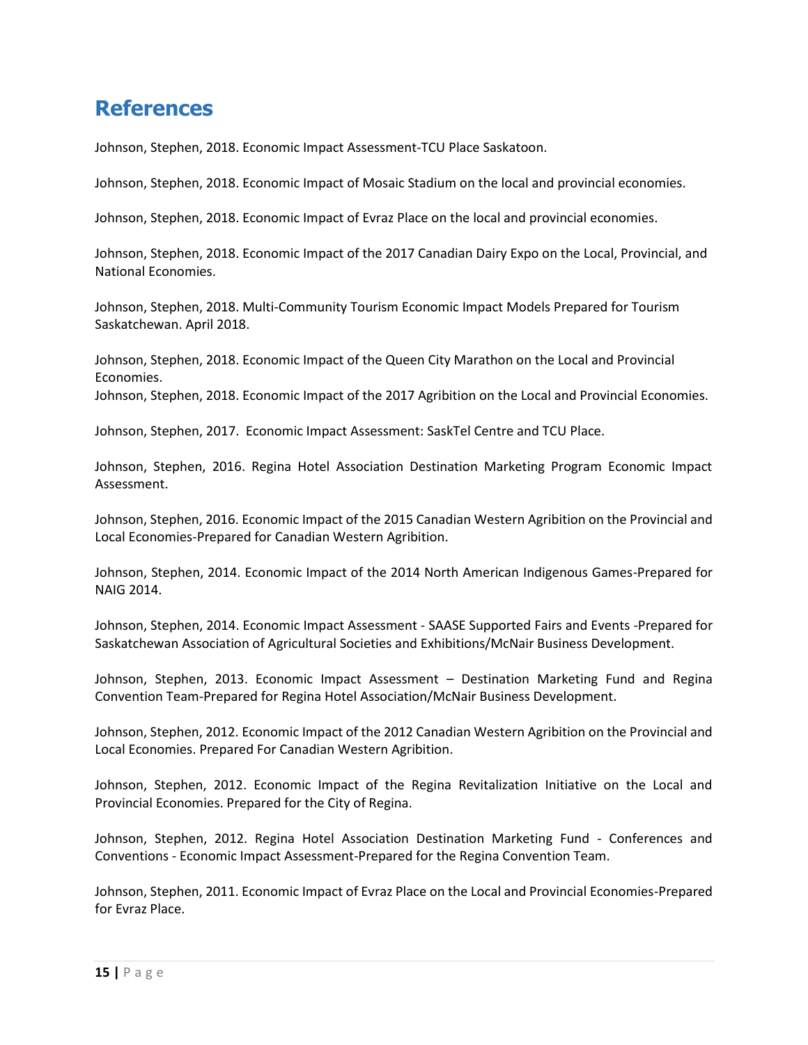# References

Johnson, Stephen, 2018. Economic Impact Assessment-TCU Place Saskatoon.

Johnson, Stephen, 2018. Economic Impact of Mosaic Stadium on the local and provincial economies.

Johnson, Stephen, 2018. Economic Impact of Evraz Place on the local and provincial economies.

Johnson, Stephen, 2018. Economic Impact of the 2017 Canadian Dairy Expo on the Local, Provincial, and National Economies.

Johnson, Stephen, 2018. Multi-Community Tourism Economic Impact Models Prepared for Tourism Saskatchewan. April 2018.

Johnson, Stephen, 2018. Economic Impact of the Queen City Marathon on the Local and Provincial Economies.
Johnson, Stephen, 2018. Economic Impact of the 2017 Agribition on the Local and Provincial Economies.

Johnson, Stephen, 2017. Economic Impact Assessment: SaskTel Centre and TCU Place.

Johnson, Stephen, 2016. Regina Hotel Association Destination Marketing Program Economic Impact Assessment.

Johnson, Stephen, 2016. Economic Impact of the 2015 Canadian Western Agribition on the Provincial and Local Economies-Prepared for Canadian Western Agribition.

Johnson, Stephen, 2014. Economic Impact of the 2014 North American Indigenous Games-Prepared for NAIG 2014.

Johnson, Stephen, 2014. Economic Impact Assessment - SAASE Supported Fairs and Events -Prepared for Saskatchewan Association of Agricultural Societies and Exhibitions/McNair Business Development.

Johnson, Stephen, 2013. Economic Impact Assessment – Destination Marketing Fund and Regina Convention Team-Prepared for Regina Hotel Association/McNair Business Development.

Johnson, Stephen, 2012. Economic Impact of the 2012 Canadian Western Agribition on the Provincial and Local Economies. Prepared For Canadian Western Agribition.

Johnson, Stephen, 2012. Economic Impact of the Regina Revitalization Initiative on the Local and Provincial Economies. Prepared for the City of Regina.

Johnson, Stephen, 2012. Regina Hotel Association Destination Marketing Fund - Conferences and Conventions - Economic Impact Assessment-Prepared for the Regina Convention Team.

Johnson, Stephen, 2011. Economic Impact of Evraz Place on the Local and Provincial Economies-Prepared for Evraz Place.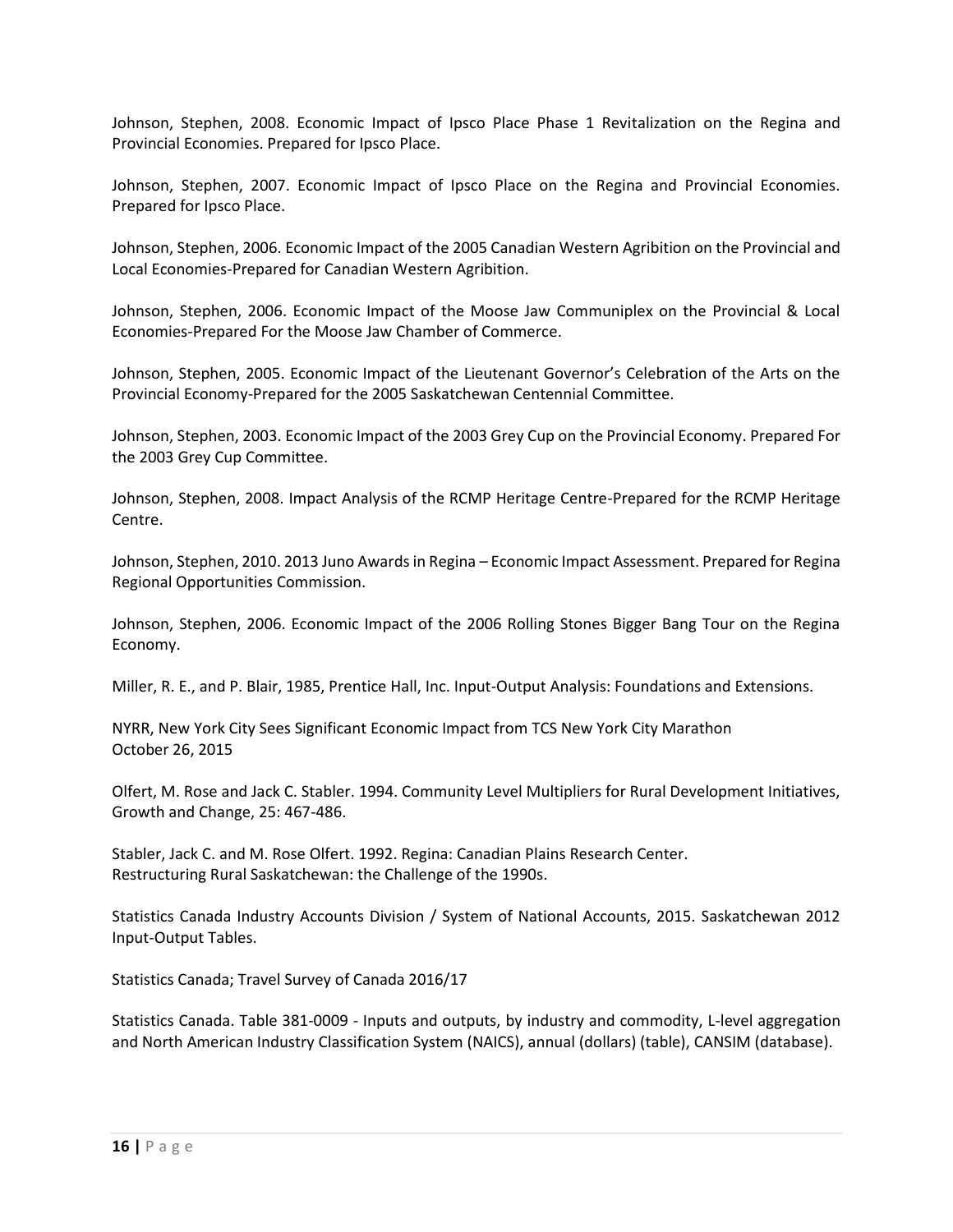Johnson, Stephen, 2008. Economic Impact of Ipsco Place Phase 1 Revitalization on the Regina and Provincial Economies. Prepared for Ipsco Place.

Johnson, Stephen, 2007. Economic Impact of Ipsco Place on the Regina and Provincial Economies. Prepared for Ipsco Place.

Johnson, Stephen, 2006. Economic Impact of the 2005 Canadian Western Agribition on the Provincial and Local Economies-Prepared for Canadian Western Agribition.

Johnson, Stephen, 2006. Economic Impact of the Moose Jaw Communiplex on the Provincial & Local Economies-Prepared For the Moose Jaw Chamber of Commerce.

Johnson, Stephen, 2005. Economic Impact of the Lieutenant Governor's Celebration of the Arts on the Provincial Economy-Prepared for the 2005 Saskatchewan Centennial Committee.

Johnson, Stephen, 2003. Economic Impact of the 2003 Grey Cup on the Provincial Economy. Prepared For the 2003 Grey Cup Committee.

Johnson, Stephen, 2008. Impact Analysis of the RCMP Heritage Centre-Prepared for the RCMP Heritage Centre.

Johnson, Stephen, 2010. 2013 Juno Awards in Regina – Economic Impact Assessment. Prepared for Regina Regional Opportunities Commission.

Johnson, Stephen, 2006. Economic Impact of the 2006 Rolling Stones Bigger Bang Tour on the Regina Economy.

Miller, R. E., and P. Blair, 1985, Prentice Hall, Inc. Input-Output Analysis: Foundations and Extensions.

NYRR, New York City Sees Significant Economic Impact from TCS New York City Marathon
October 26, 2015

Olfert, M. Rose and Jack C. Stabler. 1994. Community Level Multipliers for Rural Development Initiatives, Growth and Change, 25: 467-486.

Stabler, Jack C. and M. Rose Olfert. 1992. Regina: Canadian Plains Research Center.
Restructuring Rural Saskatchewan: the Challenge of the 1990s.

Statistics Canada Industry Accounts Division / System of National Accounts, 2015. Saskatchewan 2012 Input-Output Tables.

Statistics Canada; Travel Survey of Canada 2016/17

Statistics Canada. Table 381-0009 - Inputs and outputs, by industry and commodity, L-level aggregation and North American Industry Classification System (NAICS), annual (dollars) (table), CANSIM (database).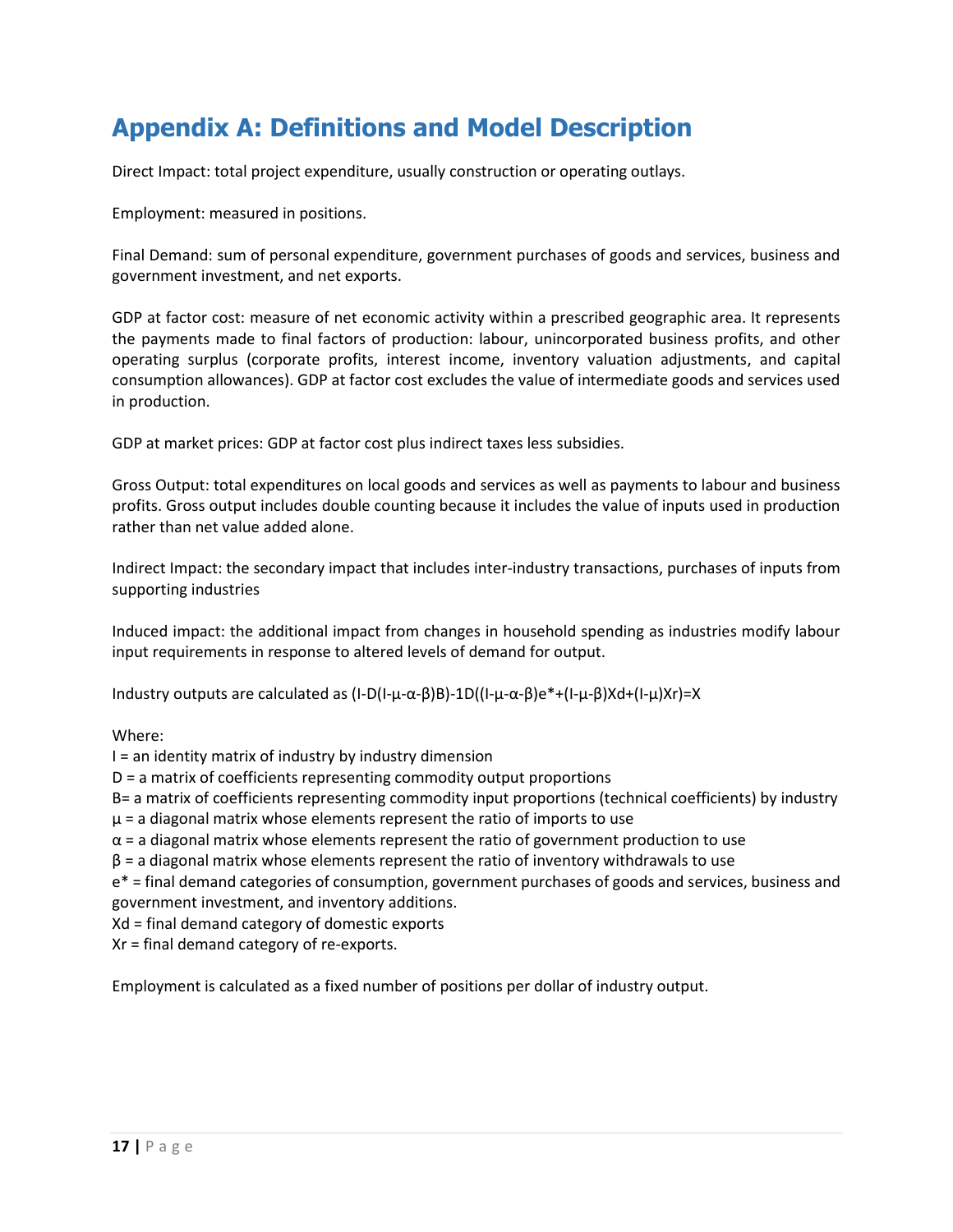# Appendix A: Definitions and Model Description

Direct Impact: total project expenditure, usually construction or operating outlays.

Employment: measured in positions.

Final Demand: sum of personal expenditure, government purchases of goods and services, business and government investment, and net exports.

GDP at factor cost: measure of net economic activity within a prescribed geographic area. It represents the payments made to final factors of production: labour, unincorporated business profits, and other operating surplus (corporate profits, interest income, inventory valuation adjustments, and capital consumption allowances). GDP at factor cost excludes the value of intermediate goods and services used in production.

GDP at market prices: GDP at factor cost plus indirect taxes less subsidies.

Gross Output: total expenditures on local goods and services as well as payments to labour and business profits. Gross output includes double counting because it includes the value of inputs used in production rather than net value added alone.

Indirect Impact: the secondary impact that includes inter-industry transactions, purchases of inputs from supporting industries

Induced impact: the additional impact from changes in household spending as industries modify labour input requirements in response to altered levels of demand for output.

Industry outputs are calculated as $(I-D(I-\mu-\alpha-\beta)B)^{-1}D((I-\mu-\alpha-\beta)e^{*}+(I-\mu-\beta)X_d+(I-\mu)X_r)=X$

Where:
$I$ = an identity matrix of industry by industry dimension
$D$ = a matrix of coefficients representing commodity output proportions
$B$= a matrix of coefficients representing commodity input proportions (technical coefficients) by industry
$\mu$ = a diagonal matrix whose elements represent the ratio of imports to use
$\alpha$ = a diagonal matrix whose elements represent the ratio of government production to use
$\beta$ = a diagonal matrix whose elements represent the ratio of inventory withdrawals to use
$e^{*}$ = final demand categories of consumption, government purchases of goods and services, business and government investment, and inventory additions.
$X_d$ = final demand category of domestic exports
$X_r$ = final demand category of re-exports.

Employment is calculated as a fixed number of positions per dollar of industry output.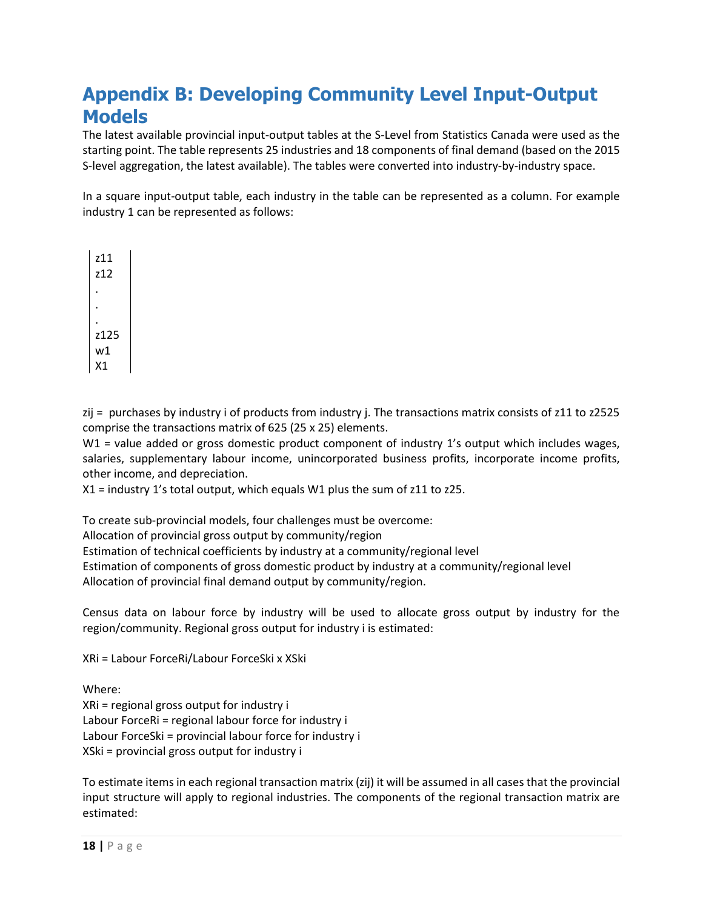# Appendix B: Developing Community Level Input-Output Models

The latest available provincial input-output tables at the S-Level from Statistics Canada were used as the starting point. The table represents 25 industries and 18 components of final demand (based on the 2015 S-level aggregation, the latest available). The tables were converted into industry-by-industry space.

In a square input-output table, each industry in the table can be represented as a column. For example industry 1 can be represented as follows:

$$\begin{vmatrix} z11 \\ z12 \\ . \\ . \\ . \\ z125 \\ w1 \\ X1 \end{vmatrix}$$

zij = purchases by industry i of products from industry j. The transactions matrix consists of z11 to z2525 comprise the transactions matrix of 625 (25 x 25) elements.

W1 = value added or gross domestic product component of industry 1's output which includes wages, salaries, supplementary labour income, unincorporated business profits, incorporate income profits, other income, and depreciation.

X1 = industry 1's total output, which equals W1 plus the sum of z11 to z25.

To create sub-provincial models, four challenges must be overcome:

Allocation of provincial gross output by community/region

Estimation of technical coefficients by industry at a community/regional level

Estimation of components of gross domestic product by industry at a community/regional level

Allocation of provincial final demand output by community/region.

Census data on labour force by industry will be used to allocate gross output by industry for the region/community. Regional gross output for industry i is estimated:

XRi = Labour ForceRi/Labour ForceSki x XSki

Where:

XRi = regional gross output for industry i

Labour ForceRi = regional labour force for industry i

Labour ForceSki = provincial labour force for industry i

XSki = provincial gross output for industry i

To estimate items in each regional transaction matrix (zij) it will be assumed in all cases that the provincial input structure will apply to regional industries. The components of the regional transaction matrix are estimated: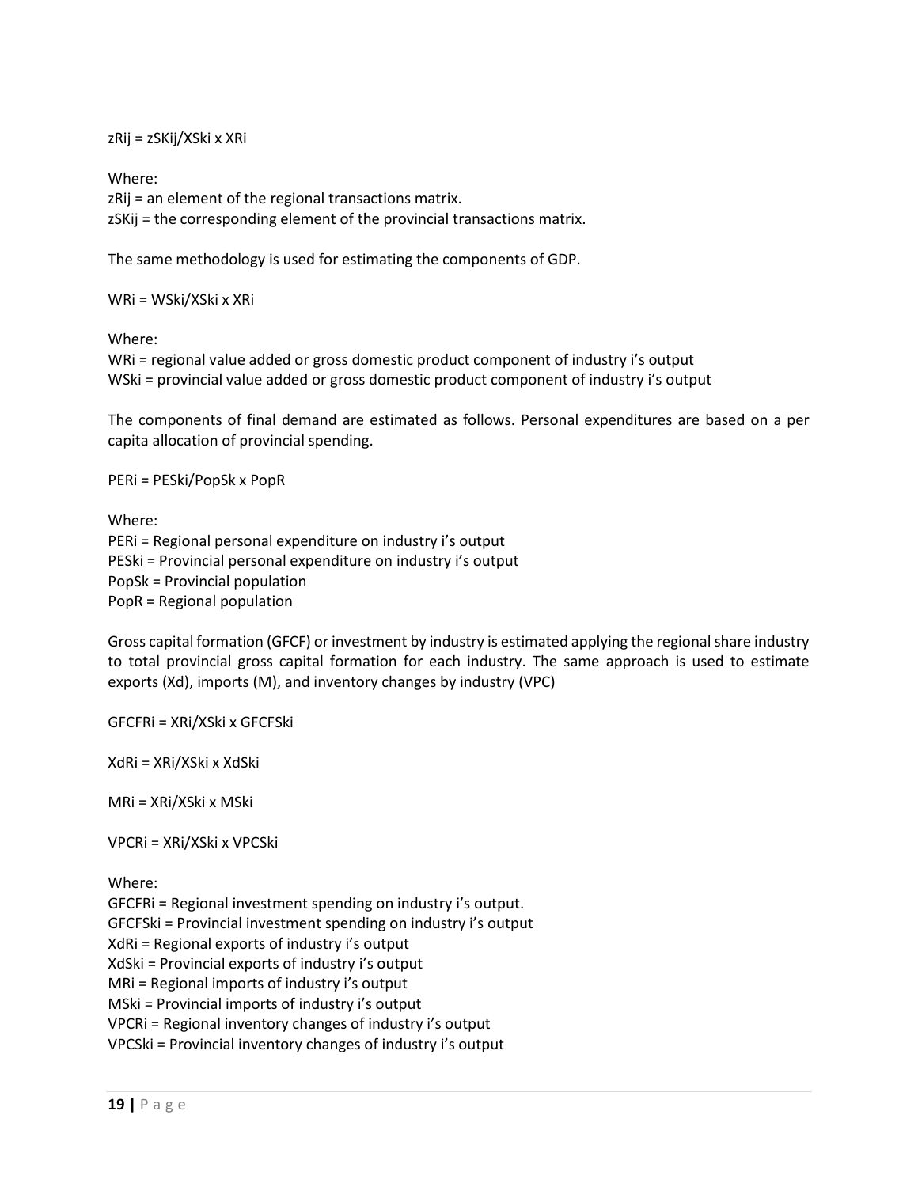$$zR_{ij} = zSK_{ij}/XSk_i \times XR_i$$

Where:

$zR_{ij}$ = an element of the regional transactions matrix.

$zSK_{ij}$ = the corresponding element of the provincial transactions matrix.

The same methodology is used for estimating the components of GDP.

$$WR_i = WSk_i/XSk_i \times XR_i$$

Where:

$WR_i$ = regional value added or gross domestic product component of industry i's output

$WSk_i$ = provincial value added or gross domestic product component of industry i's output

The components of final demand are estimated as follows. Personal expenditures are based on a per capita allocation of provincial spending.

$$PER_i = PESk_i/PopSk \times PopR$$

Where:

$PER_i$ = Regional personal expenditure on industry i's output

$PESk_i$ = Provincial personal expenditure on industry i's output

$PopSk$ = Provincial population

$PopR$ = Regional population

Gross capital formation (GFCF) or investment by industry is estimated applying the regional share industry to total provincial gross capital formation for each industry. The same approach is used to estimate exports (Xd), imports (M), and inventory changes by industry (VPC)

$$GFCFR_i = XR_i/XSk_i \times GFCFSk_i$$

$$XdR_i = XR_i/XSk_i \times XdSk_i$$

$$MR_i = XR_i/XSk_i \times MSk_i$$

$$VPCR_i = XR_i/XSk_i \times VPCSk_i$$

Where:

$GFCFR_i$ = Regional investment spending on industry i's output.

$GFCFSk_i$ = Provincial investment spending on industry i's output

$XdR_i$ = Regional exports of industry i's output

$XdSk_i$ = Provincial exports of industry i's output

$MR_i$ = Regional imports of industry i's output

$MSk_i$ = Provincial imports of industry i's output

$VPCR_i$ = Regional inventory changes of industry i's output

$VPCSk_i$ = Provincial inventory changes of industry i's output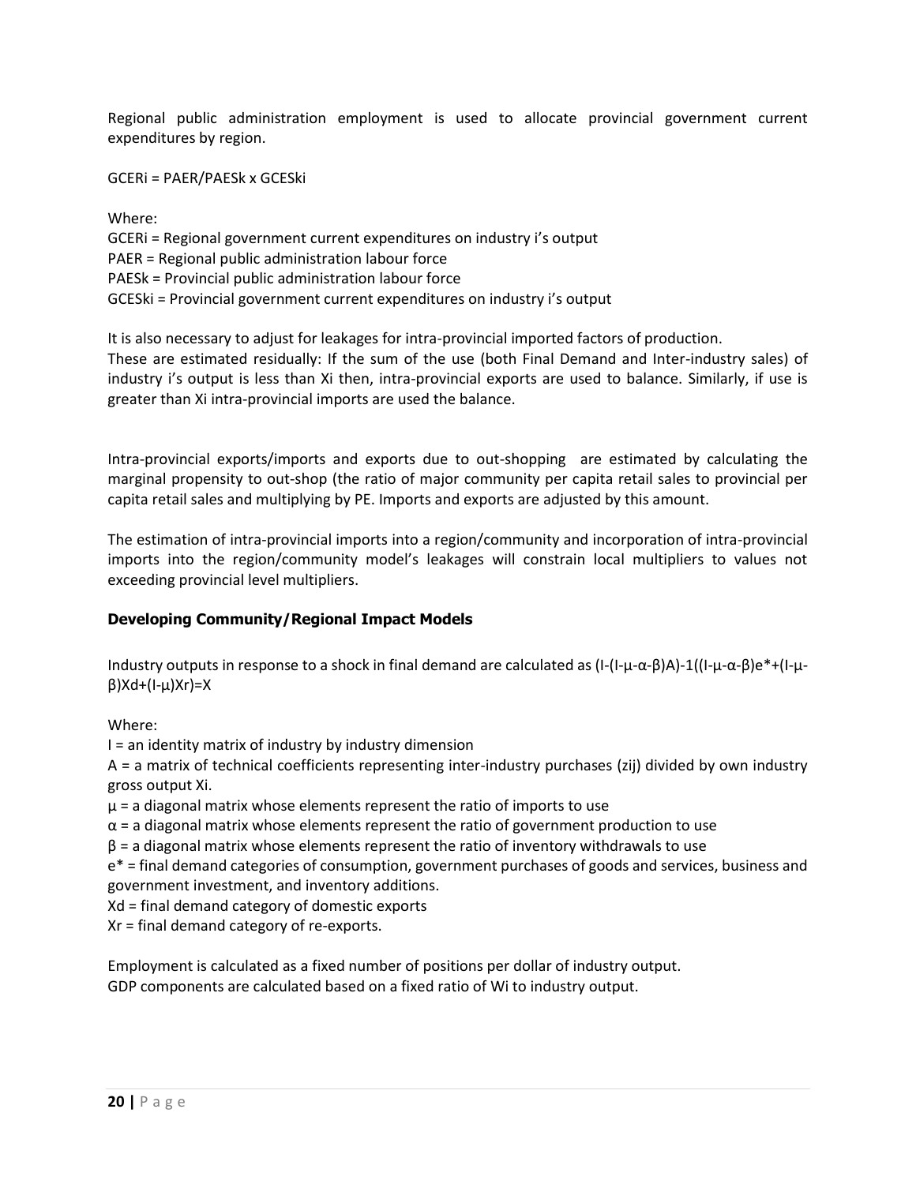Regional public administration employment is used to allocate provincial government current expenditures by region.

$GCER_i = PAER/PAES_k \times GCES_{ki}$

Where:
$GCER_i$ = Regional government current expenditures on industry i's output
PAER = Regional public administration labour force
$PAES_k$ = Provincial public administration labour force
$GCES_{ki}$ = Provincial government current expenditures on industry i's output

It is also necessary to adjust for leakages for intra-provincial imported factors of production.
These are estimated residually: If the sum of the use (both Final Demand and Inter-industry sales) of industry i's output is less than $X_i$ then, intra-provincial exports are used to balance. Similarly, if use is greater than $X_i$ intra-provincial imports are used the balance.

Intra-provincial exports/imports and exports due to out-shopping are estimated by calculating the marginal propensity to out-shop (the ratio of major community per capita retail sales to provincial per capita retail sales and multiplying by PE. Imports and exports are adjusted by this amount.

The estimation of intra-provincial imports into a region/community and incorporation of intra-provincial imports into the region/community model's leakages will constrain local multipliers to values not exceeding provincial level multipliers.

### Developing Community/Regional Impact Models

Industry outputs in response to a shock in final demand are calculated as $(I-(I-\mu-\alpha-\beta)A)^{-1}((I-\mu-\alpha-\beta)e^*+(I-\mu-\beta)X_d+(I-\mu)X_r)=X$

Where:
I = an identity matrix of industry by industry dimension
A = a matrix of technical coefficients representing inter-industry purchases ($z_{ij}$) divided by own industry gross output $X_i$.
$\mu$ = a diagonal matrix whose elements represent the ratio of imports to use
$\alpha$ = a diagonal matrix whose elements represent the ratio of government production to use
$\beta$ = a diagonal matrix whose elements represent the ratio of inventory withdrawals to use
$e^*$ = final demand categories of consumption, government purchases of goods and services, business and government investment, and inventory additions.
$X_d$ = final demand category of domestic exports
$X_r$ = final demand category of re-exports.

Employment is calculated as a fixed number of positions per dollar of industry output.
GDP components are calculated based on a fixed ratio of $W_i$ to industry output.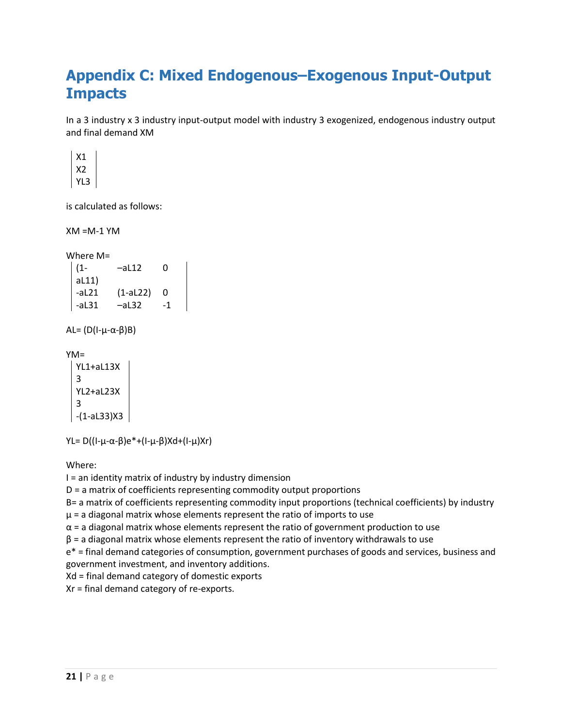# Appendix C: Mixed Endogenous–Exogenous Input-Output Impacts

In a 3 industry x 3 industry input-output model with industry 3 exogenized, endogenous industry output and final demand XM

$$\begin{vmatrix} X1 \\ X2 \\ YL3 \end{vmatrix}$$

is calculated as follows:

$$XM = M^{-1}\, YM$$

Where M=

$$\begin{vmatrix} (1-aL11) & -aL12 & 0 \\ -aL21 & (1-aL22) & 0 \\ -aL31 & -aL32 & -1 \end{vmatrix}$$

$$AL = (D(I-\mu-\alpha-\beta)B)$$

YM=

$$\begin{vmatrix} YL1+aL13X3 \\ YL2+aL23X3 \\ -(1-aL33)X3 \end{vmatrix}$$

$$YL = D((I-\mu-\alpha-\beta)e^{*}+(I-\mu-\beta)Xd+(I-\mu)Xr)$$

Where:  
I = an identity matrix of industry by industry dimension  
D = a matrix of coefficients representing commodity output proportions  
B= a matrix of coefficients representing commodity input proportions (technical coefficients) by industry  
$\mu$ = a diagonal matrix whose elements represent the ratio of imports to use  
$\alpha$ = a diagonal matrix whose elements represent the ratio of government production to use  
$\beta$ = a diagonal matrix whose elements represent the ratio of inventory withdrawals to use  
$e^{*}$ = final demand categories of consumption, government purchases of goods and services, business and government investment, and inventory additions.  
Xd = final demand category of domestic exports  
Xr = final demand category of re-exports.